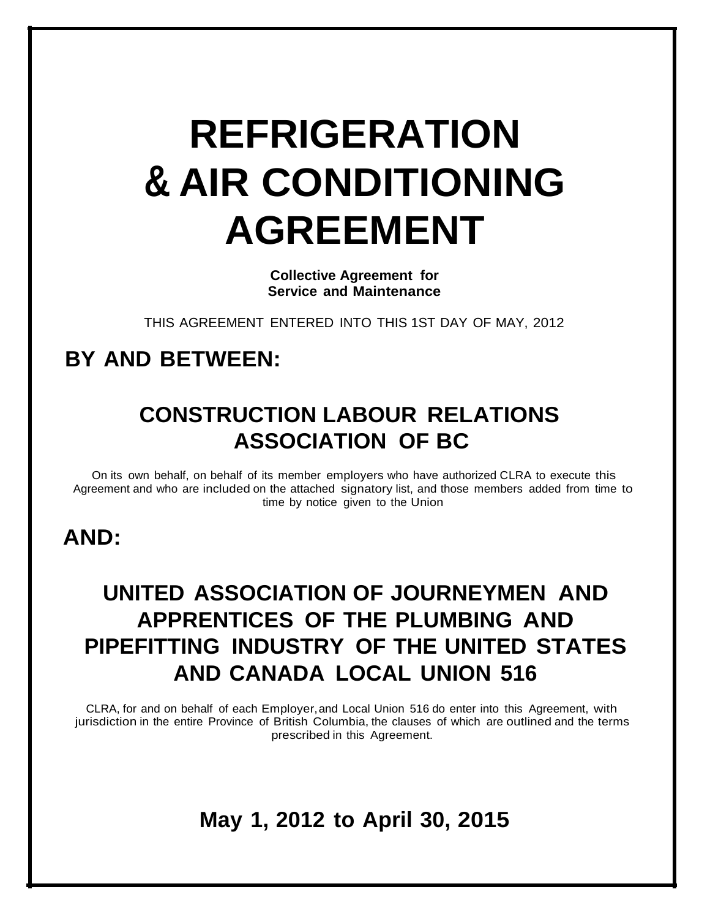# REFRIGERATION & AIR CONDITIONING AGREEMENT

**Collective Agreement for Service and Maintenance**

THIS AGREEMENT ENTERED INTO THIS 1ST DAY OF MAY, 2012

## BY AND BETWEEN:

## CONSTRUCTION LABOUR RELATIONS ASSOCIATION OF BC

On its own behalf, on behalf of its member employers who have authorized CLRA to execute this Agreement and who are included on the attached signatory list, and those members added from time to time by notice given to the Union

## AND:

## UNITED ASSOCIATION OF JOURNEYMEN AND APPRENTICES OF THE PLUMBING AND PIPEFITTING INDUSTRY OF THE UNITED STATES AND CANADA LOCAL UNION 516

CLRA, for and on behalf of each Employer, and Local Union 516 do enter into this Agreement, with jurisdiction in the entire Province of British Columbia, the clauses of which are outlined and the terms prescribed in this Agreement.

## May 1, 2012 to April 30, 2015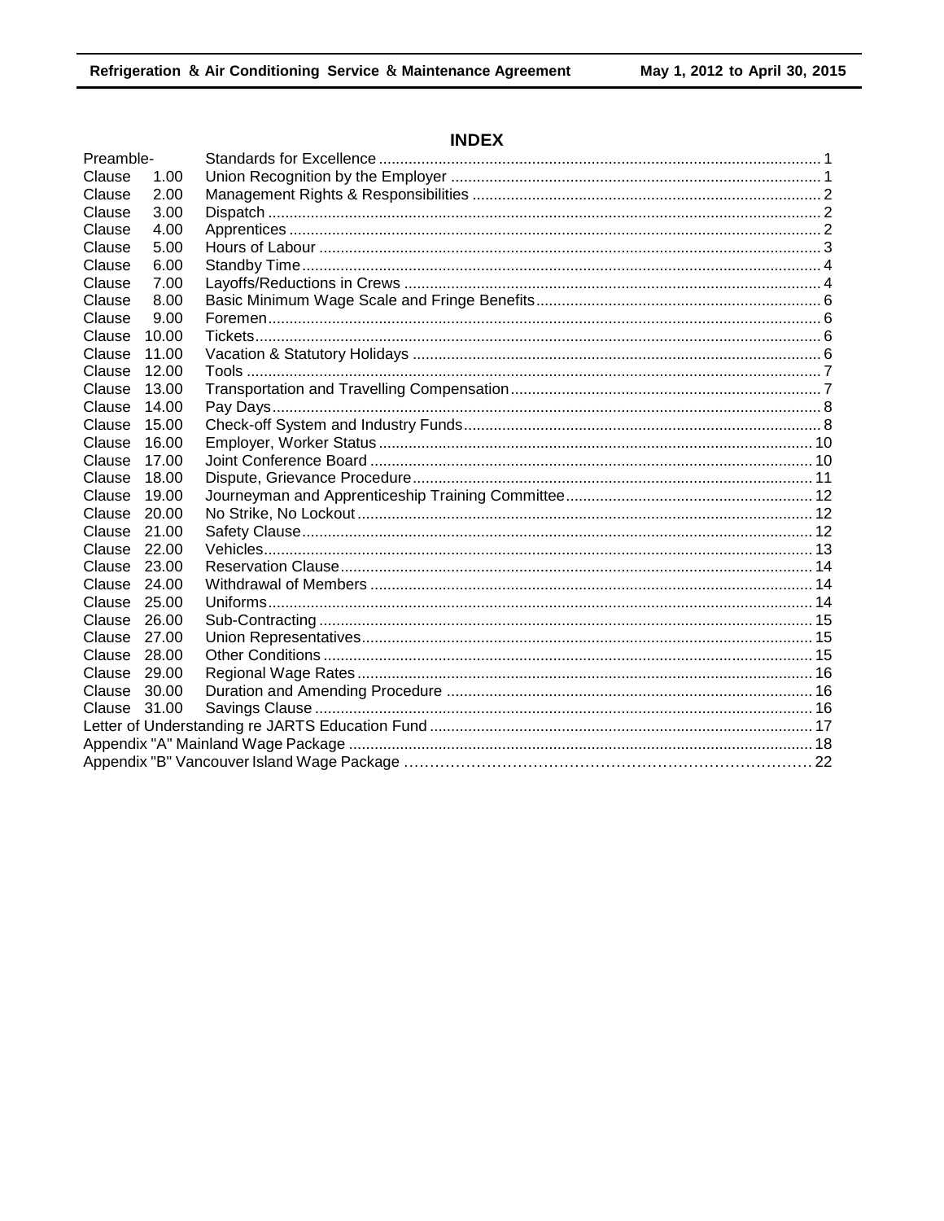## INDEX

| | | |
|---|---|---|
| Preamble- | Standards for Excellence | 1 |
| Clause 1.00 | Union Recognition by the Employer | 1 |
| Clause 2.00 | Management Rights & Responsibilities | 2 |
| Clause 3.00 | Dispatch | 2 |
| Clause 4.00 | Apprentices | 2 |
| Clause 5.00 | Hours of Labour | 3 |
| Clause 6.00 | Standby Time | 4 |
| Clause 7.00 | Layoffs/Reductions in Crews | 4 |
| Clause 8.00 | Basic Minimum Wage Scale and Fringe Benefits | 6 |
| Clause 9.00 | Foremen | 6 |
| Clause 10.00 | Tickets | 6 |
| Clause 11.00 | Vacation & Statutory Holidays | 6 |
| Clause 12.00 | Tools | 7 |
| Clause 13.00 | Transportation and Travelling Compensation | 7 |
| Clause 14.00 | Pay Days | 8 |
| Clause 15.00 | Check-off System and Industry Funds | 8 |
| Clause 16.00 | Employer, Worker Status | 10 |
| Clause 17.00 | Joint Conference Board | 10 |
| Clause 18.00 | Dispute, Grievance Procedure | 11 |
| Clause 19.00 | Journeyman and Apprenticeship Training Committee | 12 |
| Clause 20.00 | No Strike, No Lockout | 12 |
| Clause 21.00 | Safety Clause | 12 |
| Clause 22.00 | Vehicles | 13 |
| Clause 23.00 | Reservation Clause | 14 |
| Clause 24.00 | Withdrawal of Members | 14 |
| Clause 25.00 | Uniforms | 14 |
| Clause 26.00 | Sub-Contracting | 15 |
| Clause 27.00 | Union Representatives | 15 |
| Clause 28.00 | Other Conditions | 15 |
| Clause 29.00 | Regional Wage Rates | 16 |
| Clause 30.00 | Duration and Amending Procedure | 16 |
| Clause 31.00 | Savings Clause | 16 |
| Letter of Understanding re JARTS Education Fund | | 17 |
| Appendix "A" Mainland Wage Package | | 18 |
| Appendix "B" Vancouver Island Wage Package | | 22 |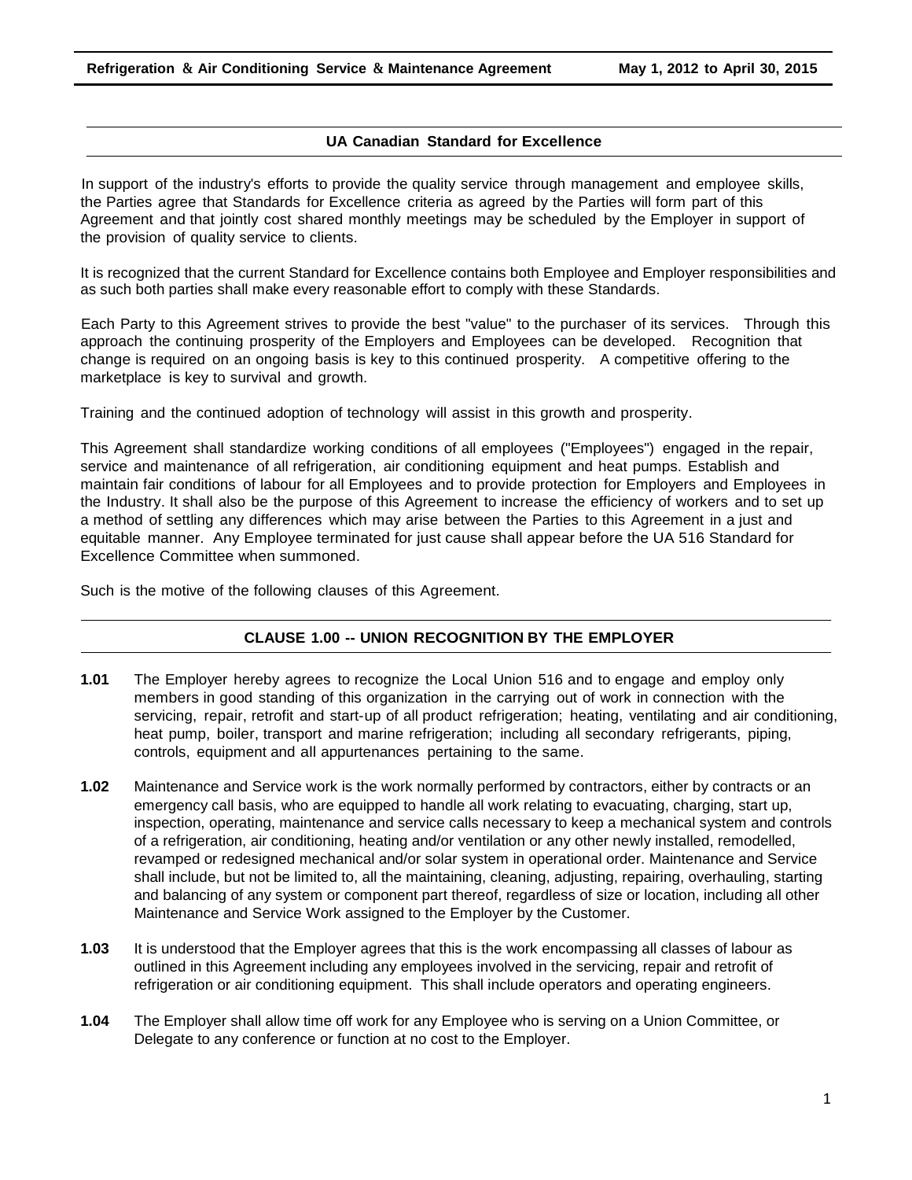## UA Canadian Standard for Excellence

In support of the industry's efforts to provide the quality service through management and employee skills, the Parties agree that Standards for Excellence criteria as agreed by the Parties will form part of this Agreement and that jointly cost shared monthly meetings may be scheduled by the Employer in support of the provision of quality service to clients.

It is recognized that the current Standard for Excellence contains both Employee and Employer responsibilities and as such both parties shall make every reasonable effort to comply with these Standards.

Each Party to this Agreement strives to provide the best "value" to the purchaser of its services. Through this approach the continuing prosperity of the Employers and Employees can be developed. Recognition that change is required on an ongoing basis is key to this continued prosperity. A competitive offering to the marketplace is key to survival and growth.

Training and the continued adoption of technology will assist in this growth and prosperity.

This Agreement shall standardize working conditions of all employees ("Employees") engaged in the repair, service and maintenance of all refrigeration, air conditioning equipment and heat pumps. Establish and maintain fair conditions of labour for all Employees and to provide protection for Employers and Employees in the Industry. It shall also be the purpose of this Agreement to increase the efficiency of workers and to set up a method of settling any differences which may arise between the Parties to this Agreement in a just and equitable manner. Any Employee terminated for just cause shall appear before the UA 516 Standard for Excellence Committee when summoned.

Such is the motive of the following clauses of this Agreement.

## CLAUSE 1.00 -- UNION RECOGNITION BY THE EMPLOYER

**1.01** The Employer hereby agrees to recognize the Local Union 516 and to engage and employ only members in good standing of this organization in the carrying out of work in connection with the servicing, repair, retrofit and start-up of all product refrigeration; heating, ventilating and air conditioning, heat pump, boiler, transport and marine refrigeration; including all secondary refrigerants, piping, controls, equipment and all appurtenances pertaining to the same.

**1.02** Maintenance and Service work is the work normally performed by contractors, either by contracts or an emergency call basis, who are equipped to handle all work relating to evacuating, charging, start up, inspection, operating, maintenance and service calls necessary to keep a mechanical system and controls of a refrigeration, air conditioning, heating and/or ventilation or any other newly installed, remodelled, revamped or redesigned mechanical and/or solar system in operational order. Maintenance and Service shall include, but not be limited to, all the maintaining, cleaning, adjusting, repairing, overhauling, starting and balancing of any system or component part thereof, regardless of size or location, including all other Maintenance and Service Work assigned to the Employer by the Customer.

**1.03** It is understood that the Employer agrees that this is the work encompassing all classes of labour as outlined in this Agreement including any employees involved in the servicing, repair and retrofit of refrigeration or air conditioning equipment. This shall include operators and operating engineers.

**1.04** The Employer shall allow time off work for any Employee who is serving on a Union Committee, or Delegate to any conference or function at no cost to the Employer.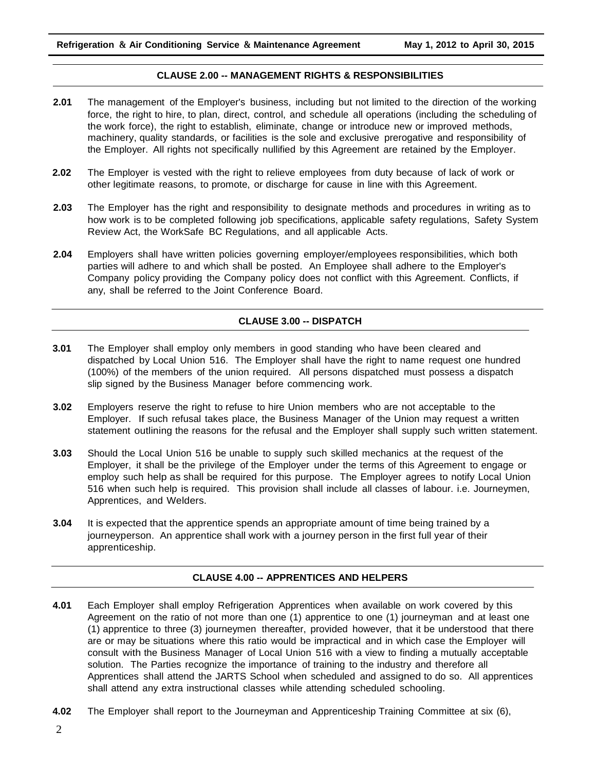## CLAUSE 2.00 -- MANAGEMENT RIGHTS & RESPONSIBILITIES

**2.01** The management of the Employer's business, including but not limited to the direction of the working force, the right to hire, to plan, direct, control, and schedule all operations (including the scheduling of the work force), the right to establish, eliminate, change or introduce new or improved methods, machinery, quality standards, or facilities is the sole and exclusive prerogative and responsibility of the Employer. All rights not specifically nullified by this Agreement are retained by the Employer.

**2.02** The Employer is vested with the right to relieve employees from duty because of lack of work or other legitimate reasons, to promote, or discharge for cause in line with this Agreement.

**2.03** The Employer has the right and responsibility to designate methods and procedures in writing as to how work is to be completed following job specifications, applicable safety regulations, Safety System Review Act, the WorkSafe BC Regulations, and all applicable Acts.

**2.04** Employers shall have written policies governing employer/employees responsibilities, which both parties will adhere to and which shall be posted. An Employee shall adhere to the Employer's Company policy providing the Company policy does not conflict with this Agreement. Conflicts, if any, shall be referred to the Joint Conference Board.

## CLAUSE 3.00 -- DISPATCH

**3.01** The Employer shall employ only members in good standing who have been cleared and dispatched by Local Union 516. The Employer shall have the right to name request one hundred (100%) of the members of the union required. All persons dispatched must possess a dispatch slip signed by the Business Manager before commencing work.

**3.02** Employers reserve the right to refuse to hire Union members who are not acceptable to the Employer. If such refusal takes place, the Business Manager of the Union may request a written statement outlining the reasons for the refusal and the Employer shall supply such written statement.

**3.03** Should the Local Union 516 be unable to supply such skilled mechanics at the request of the Employer, it shall be the privilege of the Employer under the terms of this Agreement to engage or employ such help as shall be required for this purpose. The Employer agrees to notify Local Union 516 when such help is required. This provision shall include all classes of labour. i.e. Journeymen, Apprentices, and Welders.

**3.04** It is expected that the apprentice spends an appropriate amount of time being trained by a journeyperson. An apprentice shall work with a journey person in the first full year of their apprenticeship.

## CLAUSE 4.00 -- APPRENTICES AND HELPERS

**4.01** Each Employer shall employ Refrigeration Apprentices when available on work covered by this Agreement on the ratio of not more than one (1) apprentice to one (1) journeyman and at least one (1) apprentice to three (3) journeymen thereafter, provided however, that it be understood that there are or may be situations where this ratio would be impractical and in which case the Employer will consult with the Business Manager of Local Union 516 with a view to finding a mutually acceptable solution. The Parties recognize the importance of training to the industry and therefore all Apprentices shall attend the JARTS School when scheduled and assigned to do so. All apprentices shall attend any extra instructional classes while attending scheduled schooling.

**4.02** The Employer shall report to the Journeyman and Apprenticeship Training Committee at six (6),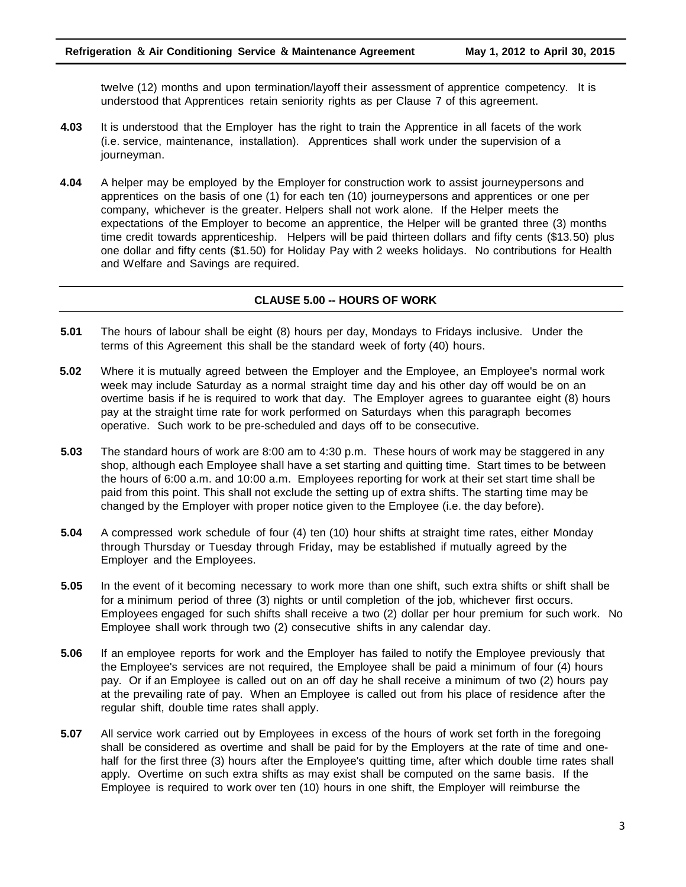twelve (12) months and upon termination/layoff their assessment of apprentice competency. It is understood that Apprentices retain seniority rights as per Clause 7 of this agreement.

**4.03** It is understood that the Employer has the right to train the Apprentice in all facets of the work (i.e. service, maintenance, installation). Apprentices shall work under the supervision of a journeyman.

**4.04** A helper may be employed by the Employer for construction work to assist journeypersons and apprentices on the basis of one (1) for each ten (10) journeypersons and apprentices or one per company, whichever is the greater. Helpers shall not work alone. If the Helper meets the expectations of the Employer to become an apprentice, the Helper will be granted three (3) months time credit towards apprenticeship. Helpers will be paid thirteen dollars and fifty cents ($13.50) plus one dollar and fifty cents ($1.50) for Holiday Pay with 2 weeks holidays. No contributions for Health and Welfare and Savings are required.

## CLAUSE 5.00 -- HOURS OF WORK

**5.01** The hours of labour shall be eight (8) hours per day, Mondays to Fridays inclusive. Under the terms of this Agreement this shall be the standard week of forty (40) hours.

**5.02** Where it is mutually agreed between the Employer and the Employee, an Employee's normal work week may include Saturday as a normal straight time day and his other day off would be on an overtime basis if he is required to work that day. The Employer agrees to guarantee eight (8) hours pay at the straight time rate for work performed on Saturdays when this paragraph becomes operative. Such work to be pre-scheduled and days off to be consecutive.

**5.03** The standard hours of work are 8:00 am to 4:30 p.m. These hours of work may be staggered in any shop, although each Employee shall have a set starting and quitting time. Start times to be between the hours of 6:00 a.m. and 10:00 a.m. Employees reporting for work at their set start time shall be paid from this point. This shall not exclude the setting up of extra shifts. The starting time may be changed by the Employer with proper notice given to the Employee (i.e. the day before).

**5.04** A compressed work schedule of four (4) ten (10) hour shifts at straight time rates, either Monday through Thursday or Tuesday through Friday, may be established if mutually agreed by the Employer and the Employees.

**5.05** In the event of it becoming necessary to work more than one shift, such extra shifts or shift shall be for a minimum period of three (3) nights or until completion of the job, whichever first occurs. Employees engaged for such shifts shall receive a two (2) dollar per hour premium for such work. No Employee shall work through two (2) consecutive shifts in any calendar day.

**5.06** If an employee reports for work and the Employer has failed to notify the Employee previously that the Employee's services are not required, the Employee shall be paid a minimum of four (4) hours pay. Or if an Employee is called out on an off day he shall receive a minimum of two (2) hours pay at the prevailing rate of pay. When an Employee is called out from his place of residence after the regular shift, double time rates shall apply.

**5.07** All service work carried out by Employees in excess of the hours of work set forth in the foregoing shall be considered as overtime and shall be paid for by the Employers at the rate of time and one-half for the first three (3) hours after the Employee's quitting time, after which double time rates shall apply. Overtime on such extra shifts as may exist shall be computed on the same basis. If the Employee is required to work over ten (10) hours in one shift, the Employer will reimburse the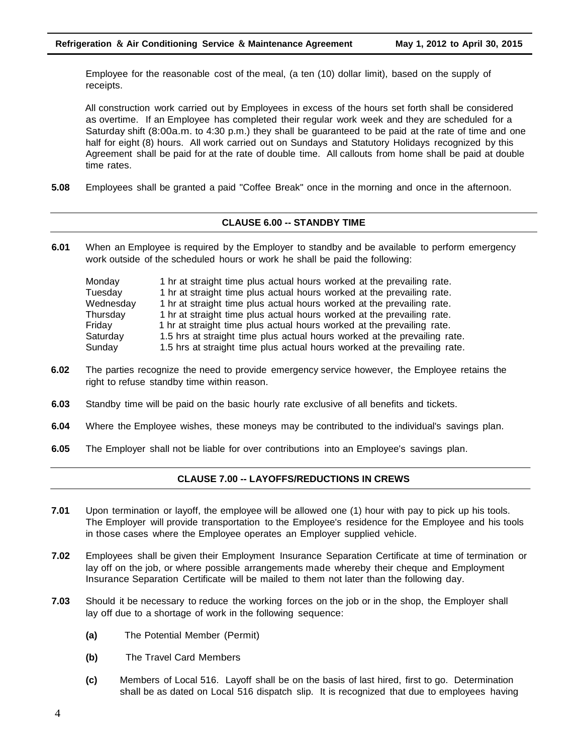Employee for the reasonable cost of the meal, (a ten (10) dollar limit), based on the supply of receipts.

All construction work carried out by Employees in excess of the hours set forth shall be considered as overtime. If an Employee has completed their regular work week and they are scheduled for a Saturday shift (8:00a.m. to 4:30 p.m.) they shall be guaranteed to be paid at the rate of time and one half for eight (8) hours. All work carried out on Sundays and Statutory Holidays recognized by this Agreement shall be paid for at the rate of double time. All callouts from home shall be paid at double time rates.

**5.08** Employees shall be granted a paid "Coffee Break" once in the morning and once in the afternoon.

## CLAUSE 6.00 -- STANDBY TIME

**6.01** When an Employee is required by the Employer to standby and be available to perform emergency work outside of the scheduled hours or work he shall be paid the following:

| | |
|---|---|
| Monday | 1 hr at straight time plus actual hours worked at the prevailing rate. |
| Tuesday | 1 hr at straight time plus actual hours worked at the prevailing rate. |
| Wednesday | 1 hr at straight time plus actual hours worked at the prevailing rate. |
| Thursday | 1 hr at straight time plus actual hours worked at the prevailing rate. |
| Friday | 1 hr at straight time plus actual hours worked at the prevailing rate. |
| Saturday | 1.5 hrs at straight time plus actual hours worked at the prevailing rate. |
| Sunday | 1.5 hrs at straight time plus actual hours worked at the prevailing rate. |

**6.02** The parties recognize the need to provide emergency service however, the Employee retains the right to refuse standby time within reason.

**6.03** Standby time will be paid on the basic hourly rate exclusive of all benefits and tickets.

**6.04** Where the Employee wishes, these moneys may be contributed to the individual's savings plan.

**6.05** The Employer shall not be liable for over contributions into an Employee's savings plan.

## CLAUSE 7.00 -- LAYOFFS/REDUCTIONS IN CREWS

**7.01** Upon termination or layoff, the employee will be allowed one (1) hour with pay to pick up his tools. The Employer will provide transportation to the Employee's residence for the Employee and his tools in those cases where the Employee operates an Employer supplied vehicle.

**7.02** Employees shall be given their Employment Insurance Separation Certificate at time of termination or lay off on the job, or where possible arrangements made whereby their cheque and Employment Insurance Separation Certificate will be mailed to them not later than the following day.

**7.03** Should it be necessary to reduce the working forces on the job or in the shop, the Employer shall lay off due to a shortage of work in the following sequence:

**(a)** The Potential Member (Permit)

**(b)** The Travel Card Members

**(c)** Members of Local 516. Layoff shall be on the basis of last hired, first to go. Determination shall be as dated on Local 516 dispatch slip. It is recognized that due to employees having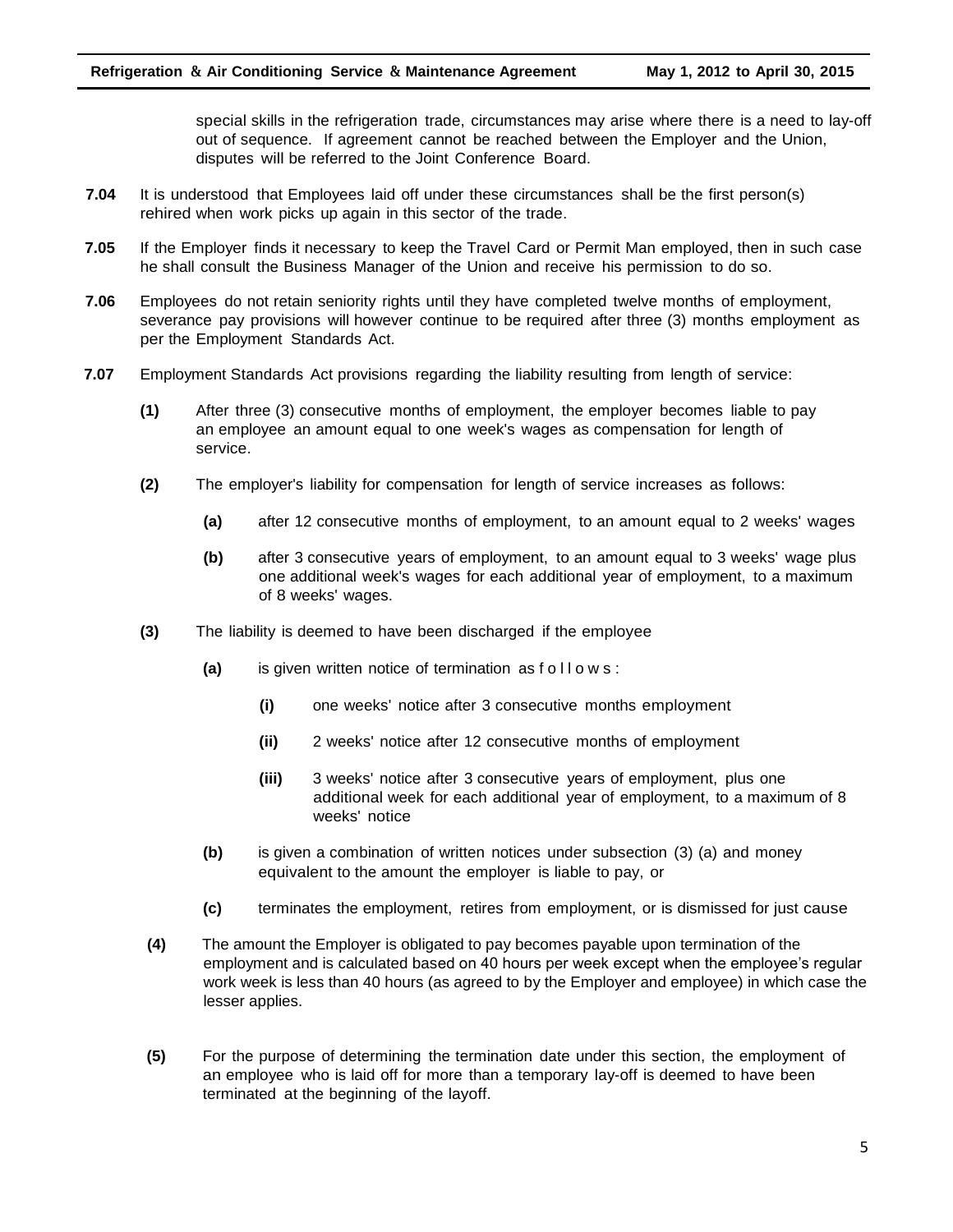special skills in the refrigeration trade, circumstances may arise where there is a need to lay-off out of sequence. If agreement cannot be reached between the Employer and the Union, disputes will be referred to the Joint Conference Board.

**7.04** It is understood that Employees laid off under these circumstances shall be the first person(s) rehired when work picks up again in this sector of the trade.

**7.05** If the Employer finds it necessary to keep the Travel Card or Permit Man employed, then in such case he shall consult the Business Manager of the Union and receive his permission to do so.

**7.06** Employees do not retain seniority rights until they have completed twelve months of employment, severance pay provisions will however continue to be required after three (3) months employment as per the Employment Standards Act.

**7.07** Employment Standards Act provisions regarding the liability resulting from length of service:

**(1)** After three (3) consecutive months of employment, the employer becomes liable to pay an employee an amount equal to one week's wages as compensation for length of service.

**(2)** The employer's liability for compensation for length of service increases as follows:

**(a)** after 12 consecutive months of employment, to an amount equal to 2 weeks' wages

**(b)** after 3 consecutive years of employment, to an amount equal to 3 weeks' wage plus one additional week's wages for each additional year of employment, to a maximum of 8 weeks' wages.

**(3)** The liability is deemed to have been discharged if the employee

**(a)** is given written notice of termination as follows:

**(i)** one weeks' notice after 3 consecutive months employment

**(ii)** 2 weeks' notice after 12 consecutive months of employment

**(iii)** 3 weeks' notice after 3 consecutive years of employment, plus one additional week for each additional year of employment, to a maximum of 8 weeks' notice

**(b)** is given a combination of written notices under subsection (3) (a) and money equivalent to the amount the employer is liable to pay, or

**(c)** terminates the employment, retires from employment, or is dismissed for just cause

**(4)** The amount the Employer is obligated to pay becomes payable upon termination of the employment and is calculated based on 40 hours per week except when the employee's regular work week is less than 40 hours (as agreed to by the Employer and employee) in which case the lesser applies.

**(5)** For the purpose of determining the termination date under this section, the employment of an employee who is laid off for more than a temporary lay-off is deemed to have been terminated at the beginning of the layoff.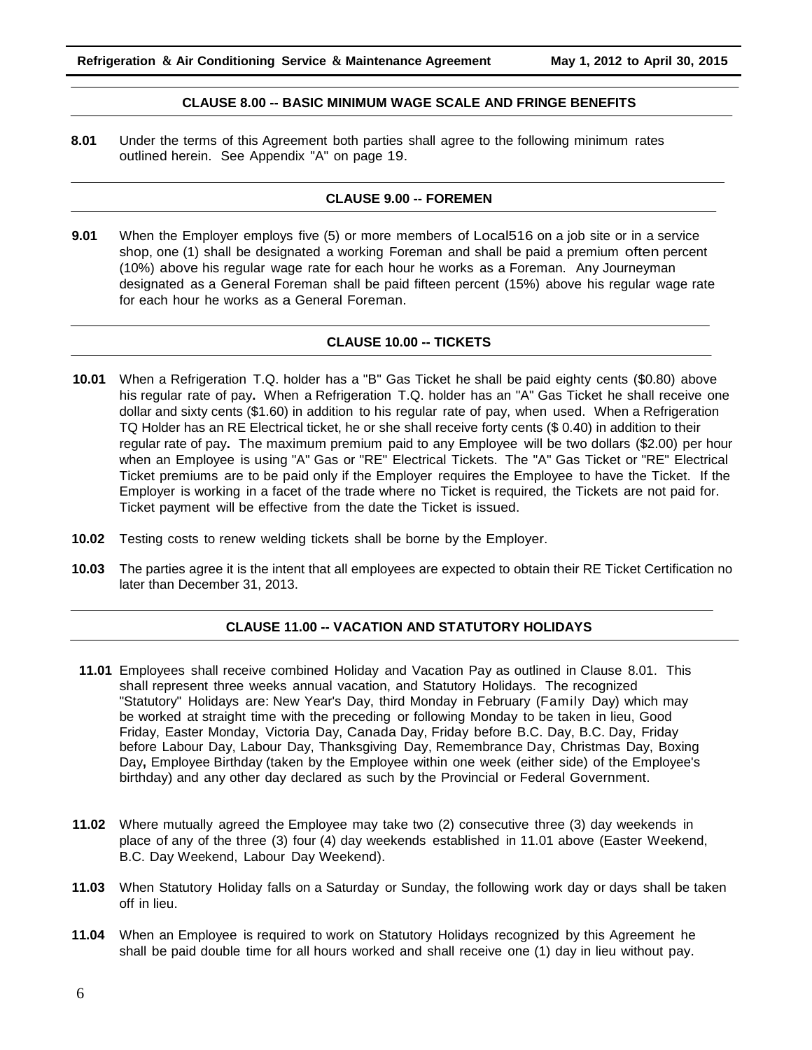## CLAUSE 8.00 -- BASIC MINIMUM WAGE SCALE AND FRINGE BENEFITS

**8.01** Under the terms of this Agreement both parties shall agree to the following minimum rates outlined herein. See Appendix "A" on page 19.

## CLAUSE 9.00 -- FOREMEN

**9.01** When the Employer employs five (5) or more members of Local516 on a job site or in a service shop, one (1) shall be designated a working Foreman and shall be paid a premium often percent (10%) above his regular wage rate for each hour he works as a Foreman. Any Journeyman designated as a General Foreman shall be paid fifteen percent (15%) above his regular wage rate for each hour he works as a General Foreman.

## CLAUSE 10.00 -- TICKETS

**10.01** When a Refrigeration T.Q. holder has a "B" Gas Ticket he shall be paid eighty cents ($0.80) above his regular rate of pay**.** When a Refrigeration T.Q. holder has an "A" Gas Ticket he shall receive one dollar and sixty cents ($1.60) in addition to his regular rate of pay, when used. When a Refrigeration TQ Holder has an RE Electrical ticket, he or she shall receive forty cents ($ 0.40) in addition to their regular rate of pay**.** The maximum premium paid to any Employee will be two dollars ($2.00) per hour when an Employee is using "A" Gas or "RE" Electrical Tickets. The "A" Gas Ticket or "RE" Electrical Ticket premiums are to be paid only if the Employer requires the Employee to have the Ticket. If the Employer is working in a facet of the trade where no Ticket is required, the Tickets are not paid for. Ticket payment will be effective from the date the Ticket is issued.

**10.02** Testing costs to renew welding tickets shall be borne by the Employer.

**10.03** The parties agree it is the intent that all employees are expected to obtain their RE Ticket Certification no later than December 31, 2013.

## CLAUSE 11.00 -- VACATION AND STATUTORY HOLIDAYS

**11.01** Employees shall receive combined Holiday and Vacation Pay as outlined in Clause 8.01. This shall represent three weeks annual vacation, and Statutory Holidays. The recognized "Statutory" Holidays are: New Year's Day, third Monday in February (Family Day) which may be worked at straight time with the preceding or following Monday to be taken in lieu, Good Friday, Easter Monday, Victoria Day, Canada Day, Friday before B.C. Day, B.C. Day, Friday before Labour Day, Labour Day, Thanksgiving Day, Remembrance Day, Christmas Day, Boxing Day**,** Employee Birthday (taken by the Employee within one week (either side) of the Employee's birthday) and any other day declared as such by the Provincial or Federal Government.

**11.02** Where mutually agreed the Employee may take two (2) consecutive three (3) day weekends in place of any of the three (3) four (4) day weekends established in 11.01 above (Easter Weekend, B.C. Day Weekend, Labour Day Weekend).

**11.03** When Statutory Holiday falls on a Saturday or Sunday, the following work day or days shall be taken off in lieu.

**11.04** When an Employee is required to work on Statutory Holidays recognized by this Agreement he shall be paid double time for all hours worked and shall receive one (1) day in lieu without pay.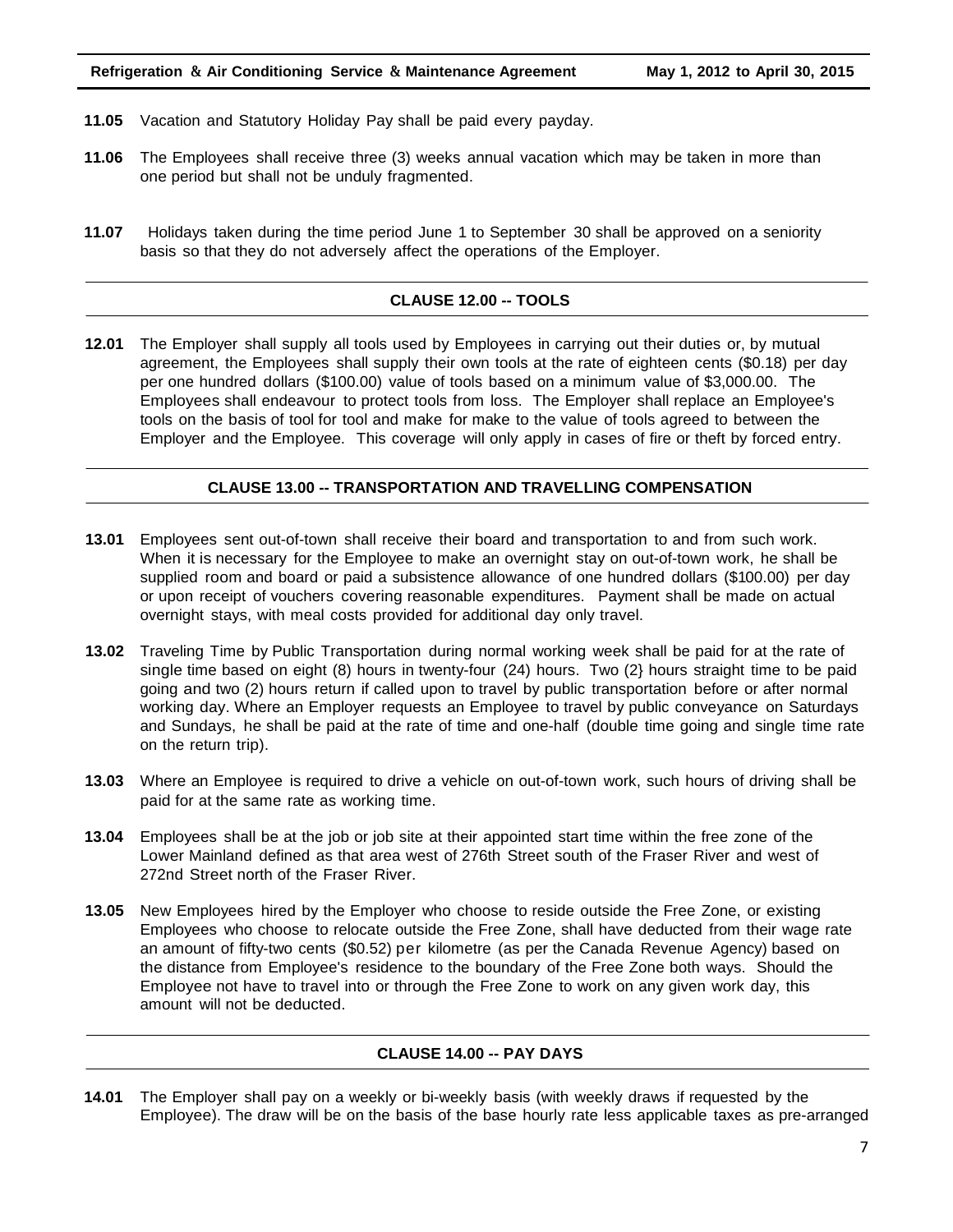**11.05** Vacation and Statutory Holiday Pay shall be paid every payday.

**11.06** The Employees shall receive three (3) weeks annual vacation which may be taken in more than one period but shall not be unduly fragmented.

**11.07** Holidays taken during the time period June 1 to September 30 shall be approved on a seniority basis so that they do not adversely affect the operations of the Employer.

## CLAUSE 12.00 -- TOOLS

**12.01** The Employer shall supply all tools used by Employees in carrying out their duties or, by mutual agreement, the Employees shall supply their own tools at the rate of eighteen cents ($0.18) per day per one hundred dollars ($100.00) value of tools based on a minimum value of $3,000.00. The Employees shall endeavour to protect tools from loss. The Employer shall replace an Employee's tools on the basis of tool for tool and make for make to the value of tools agreed to between the Employer and the Employee. This coverage will only apply in cases of fire or theft by forced entry.

## CLAUSE 13.00 -- TRANSPORTATION AND TRAVELLING COMPENSATION

**13.01** Employees sent out-of-town shall receive their board and transportation to and from such work. When it is necessary for the Employee to make an overnight stay on out-of-town work, he shall be supplied room and board or paid a subsistence allowance of one hundred dollars ($100.00) per day or upon receipt of vouchers covering reasonable expenditures. Payment shall be made on actual overnight stays, with meal costs provided for additional day only travel.

**13.02** Traveling Time by Public Transportation during normal working week shall be paid for at the rate of single time based on eight (8) hours in twenty-four (24) hours. Two (2} hours straight time to be paid going and two (2) hours return if called upon to travel by public transportation before or after normal working day. Where an Employer requests an Employee to travel by public conveyance on Saturdays and Sundays, he shall be paid at the rate of time and one-half (double time going and single time rate on the return trip).

**13.03** Where an Employee is required to drive a vehicle on out-of-town work, such hours of driving shall be paid for at the same rate as working time.

**13.04** Employees shall be at the job or job site at their appointed start time within the free zone of the Lower Mainland defined as that area west of 276th Street south of the Fraser River and west of 272nd Street north of the Fraser River.

**13.05** New Employees hired by the Employer who choose to reside outside the Free Zone, or existing Employees who choose to relocate outside the Free Zone, shall have deducted from their wage rate an amount of fifty-two cents ($0.52) per kilometre (as per the Canada Revenue Agency) based on the distance from Employee's residence to the boundary of the Free Zone both ways. Should the Employee not have to travel into or through the Free Zone to work on any given work day, this amount will not be deducted.

## CLAUSE 14.00 -- PAY DAYS

**14.01** The Employer shall pay on a weekly or bi-weekly basis (with weekly draws if requested by the Employee). The draw will be on the basis of the base hourly rate less applicable taxes as pre-arranged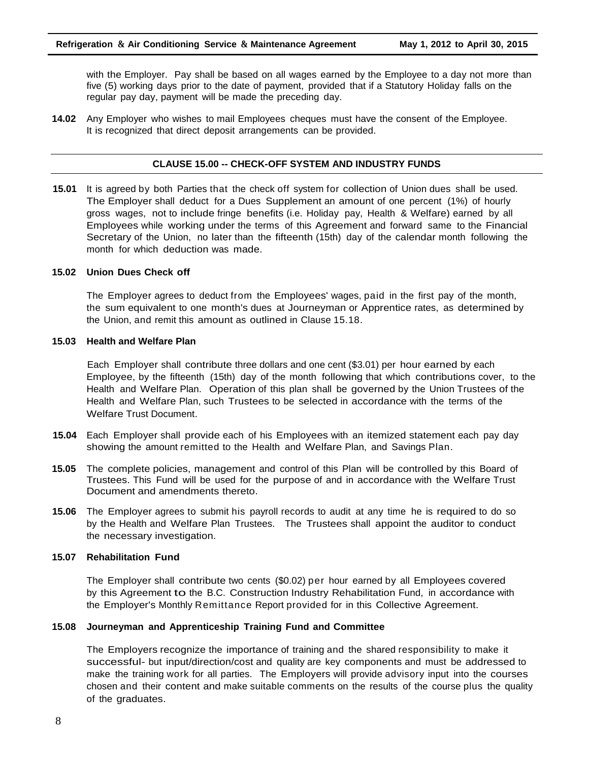with the Employer. Pay shall be based on all wages earned by the Employee to a day not more than five (5) working days prior to the date of payment, provided that if a Statutory Holiday falls on the regular pay day, payment will be made the preceding day.

**14.02** Any Employer who wishes to mail Employees cheques must have the consent of the Employee. It is recognized that direct deposit arrangements can be provided.

## CLAUSE 15.00 -- CHECK-OFF SYSTEM AND INDUSTRY FUNDS

**15.01** It is agreed by both Parties that the check off system for collection of Union dues shall be used. The Employer shall deduct for a Dues Supplement an amount of one percent (1%) of hourly gross wages, not to include fringe benefits (i.e. Holiday pay, Health & Welfare) earned by all Employees while working under the terms of this Agreement and forward same to the Financial Secretary of the Union, no later than the fifteenth (15th) day of the calendar month following the month for which deduction was made.

**15.02 Union Dues Check off**

The Employer agrees to deduct from the Employees' wages, paid in the first pay of the month, the sum equivalent to one month's dues at Journeyman or Apprentice rates, as determined by the Union, and remit this amount as outlined in Clause 15.18.

**15.03 Health and Welfare Plan**

Each Employer shall contribute three dollars and one cent ($3.01) per hour earned by each Employee, by the fifteenth (15th) day of the month following that which contributions cover, to the Health and Welfare Plan. Operation of this plan shall be governed by the Union Trustees of the Health and Welfare Plan, such Trustees to be selected in accordance with the terms of the Welfare Trust Document.

**15.04** Each Employer shall provide each of his Employees with an itemized statement each pay day showing the amount remitted to the Health and Welfare Plan, and Savings Plan.

**15.05** The complete policies, management and control of this Plan will be controlled by this Board of Trustees. This Fund will be used for the purpose of and in accordance with the Welfare Trust Document and amendments thereto.

**15.06** The Employer agrees to submit his payroll records to audit at any time he is required to do so by the Health and Welfare Plan Trustees. The Trustees shall appoint the auditor to conduct the necessary investigation.

**15.07 Rehabilitation Fund**

The Employer shall contribute two cents ($0.02) per hour earned by all Employees covered by this Agreement to the B.C. Construction Industry Rehabilitation Fund, in accordance with the Employer's Monthly Remittance Report provided for in this Collective Agreement.

**15.08 Journeyman and Apprenticeship Training Fund and Committee**

The Employers recognize the importance of training and the shared responsibility to make it successful- but input/direction/cost and quality are key components and must be addressed to make the training work for all parties. The Employers will provide advisory input into the courses chosen and their content and make suitable comments on the results of the course plus the quality of the graduates.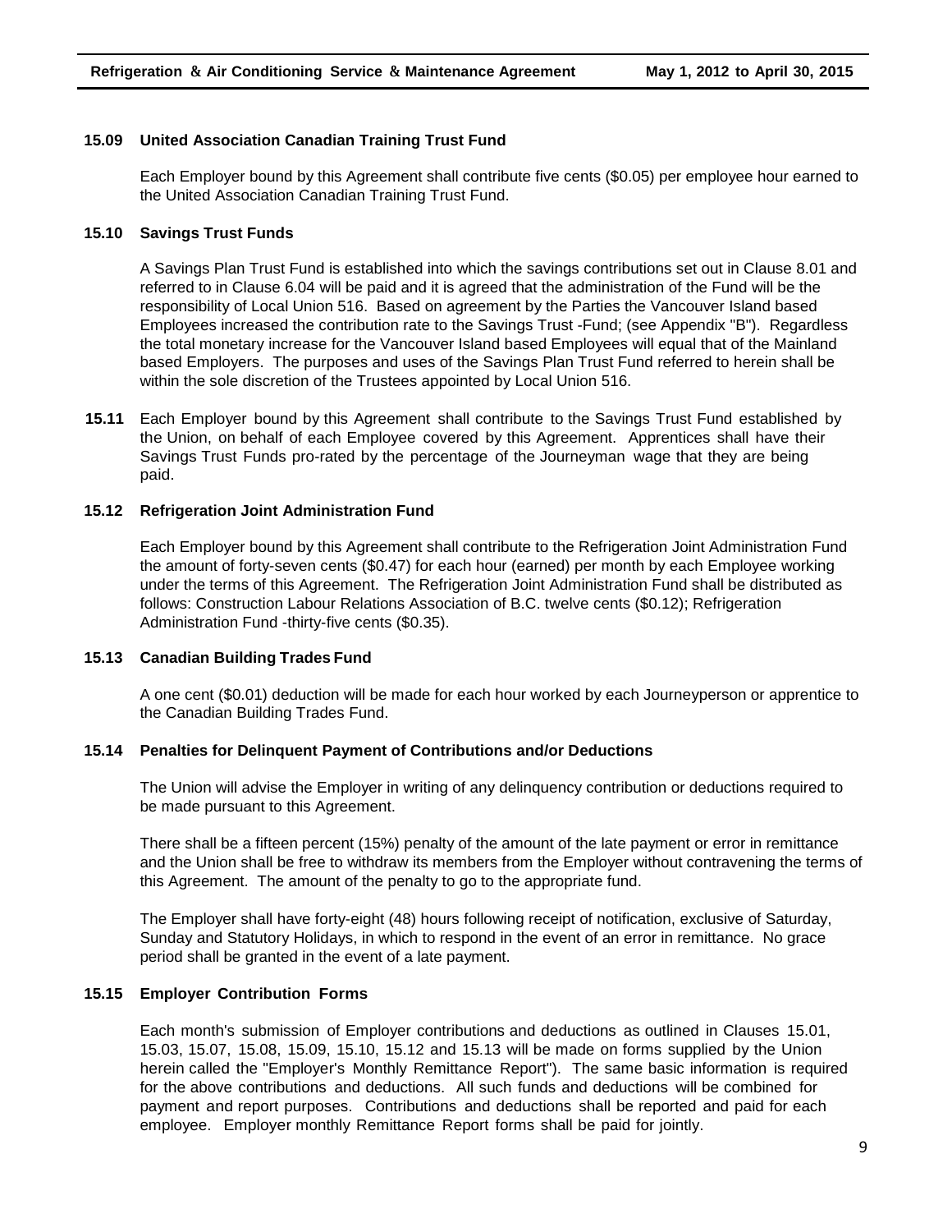### 15.09 United Association Canadian Training Trust Fund

Each Employer bound by this Agreement shall contribute five cents ($0.05) per employee hour earned to the United Association Canadian Training Trust Fund.

### 15.10 Savings Trust Funds

A Savings Plan Trust Fund is established into which the savings contributions set out in Clause 8.01 and referred to in Clause 6.04 will be paid and it is agreed that the administration of the Fund will be the responsibility of Local Union 516. Based on agreement by the Parties the Vancouver Island based Employees increased the contribution rate to the Savings Trust -Fund; (see Appendix "B"). Regardless the total monetary increase for the Vancouver Island based Employees will equal that of the Mainland based Employers. The purposes and uses of the Savings Plan Trust Fund referred to herein shall be within the sole discretion of the Trustees appointed by Local Union 516.

**15.11** Each Employer bound by this Agreement shall contribute to the Savings Trust Fund established by the Union, on behalf of each Employee covered by this Agreement. Apprentices shall have their Savings Trust Funds pro-rated by the percentage of the Journeyman wage that they are being paid.

### 15.12 Refrigeration Joint Administration Fund

Each Employer bound by this Agreement shall contribute to the Refrigeration Joint Administration Fund the amount of forty-seven cents ($0.47) for each hour (earned) per month by each Employee working under the terms of this Agreement. The Refrigeration Joint Administration Fund shall be distributed as follows: Construction Labour Relations Association of B.C. twelve cents ($0.12); Refrigeration Administration Fund -thirty-five cents ($0.35).

### 15.13 Canadian Building Trades Fund

A one cent ($0.01) deduction will be made for each hour worked by each Journeyperson or apprentice to the Canadian Building Trades Fund.

### 15.14 Penalties for Delinquent Payment of Contributions and/or Deductions

The Union will advise the Employer in writing of any delinquency contribution or deductions required to be made pursuant to this Agreement.

There shall be a fifteen percent (15%) penalty of the amount of the late payment or error in remittance and the Union shall be free to withdraw its members from the Employer without contravening the terms of this Agreement. The amount of the penalty to go to the appropriate fund.

The Employer shall have forty-eight (48) hours following receipt of notification, exclusive of Saturday, Sunday and Statutory Holidays, in which to respond in the event of an error in remittance. No grace period shall be granted in the event of a late payment.

### 15.15 Employer Contribution Forms

Each month's submission of Employer contributions and deductions as outlined in Clauses 15.01, 15.03, 15.07, 15.08, 15.09, 15.10, 15.12 and 15.13 will be made on forms supplied by the Union herein called the "Employer's Monthly Remittance Report"). The same basic information is required for the above contributions and deductions. All such funds and deductions will be combined for payment and report purposes. Contributions and deductions shall be reported and paid for each employee. Employer monthly Remittance Report forms shall be paid for jointly.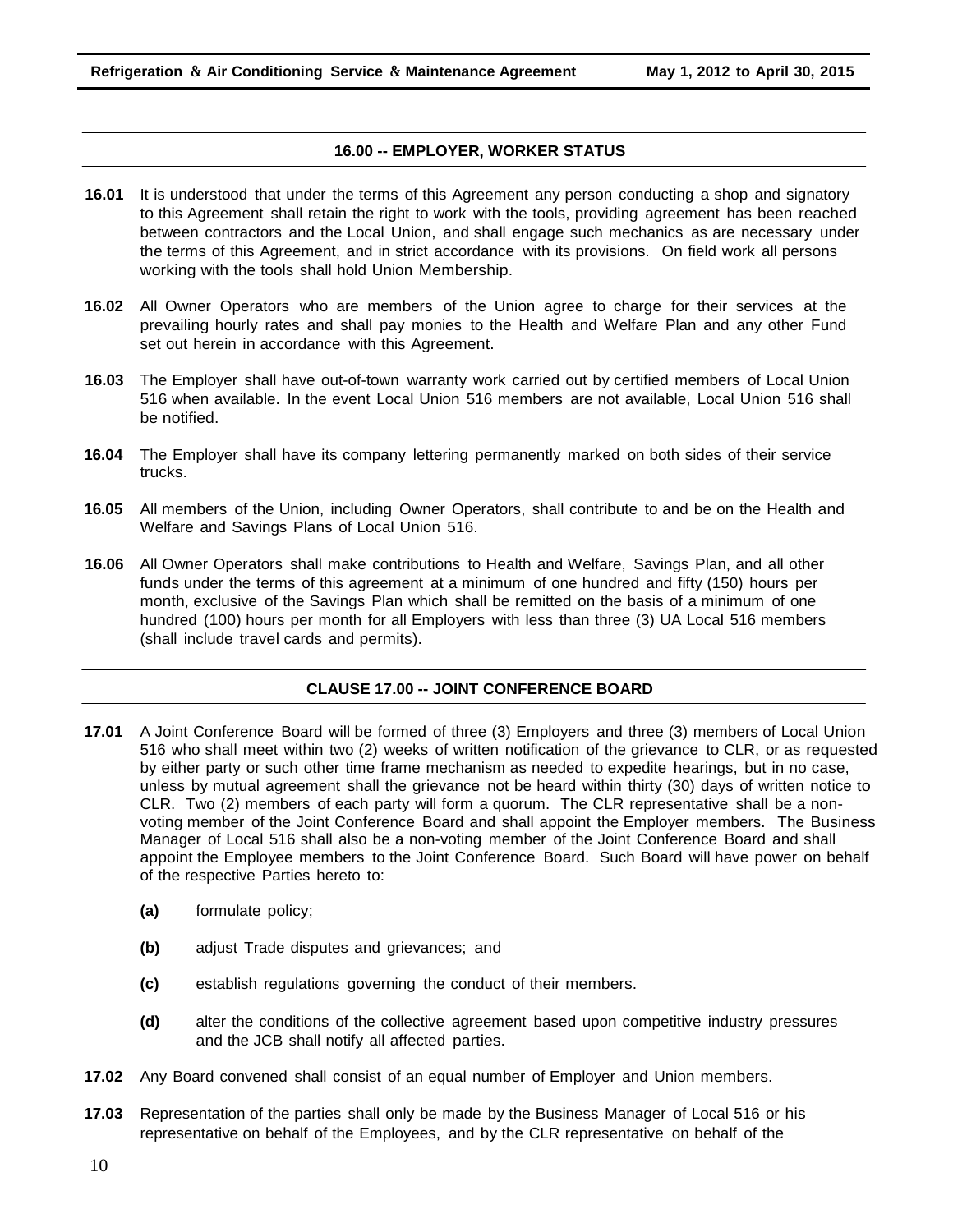## 16.00 -- EMPLOYER, WORKER STATUS

**16.01** It is understood that under the terms of this Agreement any person conducting a shop and signatory to this Agreement shall retain the right to work with the tools, providing agreement has been reached between contractors and the Local Union, and shall engage such mechanics as are necessary under the terms of this Agreement, and in strict accordance with its provisions. On field work all persons working with the tools shall hold Union Membership.

**16.02** All Owner Operators who are members of the Union agree to charge for their services at the prevailing hourly rates and shall pay monies to the Health and Welfare Plan and any other Fund set out herein in accordance with this Agreement.

**16.03** The Employer shall have out-of-town warranty work carried out by certified members of Local Union 516 when available. In the event Local Union 516 members are not available, Local Union 516 shall be notified.

**16.04** The Employer shall have its company lettering permanently marked on both sides of their service trucks.

**16.05** All members of the Union, including Owner Operators, shall contribute to and be on the Health and Welfare and Savings Plans of Local Union 516.

**16.06** All Owner Operators shall make contributions to Health and Welfare, Savings Plan, and all other funds under the terms of this agreement at a minimum of one hundred and fifty (150) hours per month, exclusive of the Savings Plan which shall be remitted on the basis of a minimum of one hundred (100) hours per month for all Employers with less than three (3) UA Local 516 members (shall include travel cards and permits).

## CLAUSE 17.00 -- JOINT CONFERENCE BOARD

**17.01** A Joint Conference Board will be formed of three (3) Employers and three (3) members of Local Union 516 who shall meet within two (2) weeks of written notification of the grievance to CLR, or as requested by either party or such other time frame mechanism as needed to expedite hearings, but in no case, unless by mutual agreement shall the grievance not be heard within thirty (30) days of written notice to CLR. Two (2) members of each party will form a quorum. The CLR representative shall be a non-voting member of the Joint Conference Board and shall appoint the Employer members. The Business Manager of Local 516 shall also be a non-voting member of the Joint Conference Board and shall appoint the Employee members to the Joint Conference Board. Such Board will have power on behalf of the respective Parties hereto to:

- **(a)** formulate policy;
- **(b)** adjust Trade disputes and grievances; and
- **(c)** establish regulations governing the conduct of their members.
- **(d)** alter the conditions of the collective agreement based upon competitive industry pressures and the JCB shall notify all affected parties.

**17.02** Any Board convened shall consist of an equal number of Employer and Union members.

**17.03** Representation of the parties shall only be made by the Business Manager of Local 516 or his representative on behalf of the Employees, and by the CLR representative on behalf of the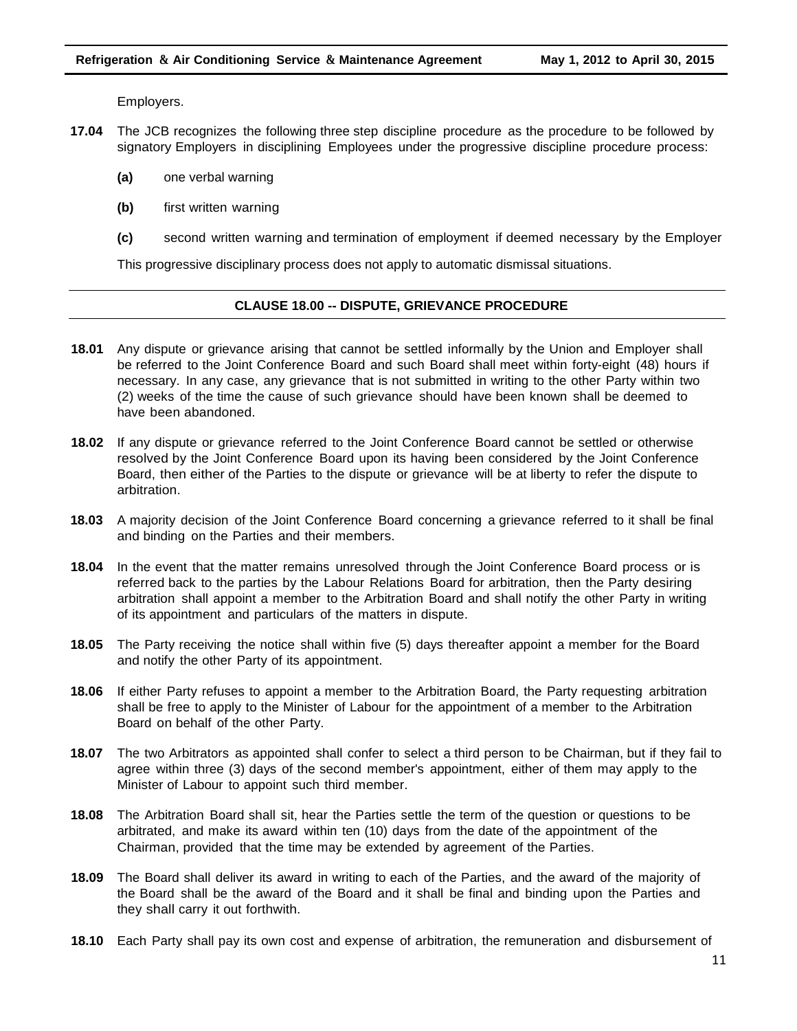Employers.

**17.04** The JCB recognizes the following three step discipline procedure as the procedure to be followed by signatory Employers in disciplining Employees under the progressive discipline procedure process:

**(a)** one verbal warning

**(b)** first written warning

**(c)** second written warning and termination of employment if deemed necessary by the Employer

This progressive disciplinary process does not apply to automatic dismissal situations.

## CLAUSE 18.00 -- DISPUTE, GRIEVANCE PROCEDURE

**18.01** Any dispute or grievance arising that cannot be settled informally by the Union and Employer shall be referred to the Joint Conference Board and such Board shall meet within forty-eight (48) hours if necessary. In any case, any grievance that is not submitted in writing to the other Party within two (2) weeks of the time the cause of such grievance should have been known shall be deemed to have been abandoned.

**18.02** If any dispute or grievance referred to the Joint Conference Board cannot be settled or otherwise resolved by the Joint Conference Board upon its having been considered by the Joint Conference Board, then either of the Parties to the dispute or grievance will be at liberty to refer the dispute to arbitration.

**18.03** A majority decision of the Joint Conference Board concerning a grievance referred to it shall be final and binding on the Parties and their members.

**18.04** In the event that the matter remains unresolved through the Joint Conference Board process or is referred back to the parties by the Labour Relations Board for arbitration, then the Party desiring arbitration shall appoint a member to the Arbitration Board and shall notify the other Party in writing of its appointment and particulars of the matters in dispute.

**18.05** The Party receiving the notice shall within five (5) days thereafter appoint a member for the Board and notify the other Party of its appointment.

**18.06** If either Party refuses to appoint a member to the Arbitration Board, the Party requesting arbitration shall be free to apply to the Minister of Labour for the appointment of a member to the Arbitration Board on behalf of the other Party.

**18.07** The two Arbitrators as appointed shall confer to select a third person to be Chairman, but if they fail to agree within three (3) days of the second member's appointment, either of them may apply to the Minister of Labour to appoint such third member.

**18.08** The Arbitration Board shall sit, hear the Parties settle the term of the question or questions to be arbitrated, and make its award within ten (10) days from the date of the appointment of the Chairman, provided that the time may be extended by agreement of the Parties.

**18.09** The Board shall deliver its award in writing to each of the Parties, and the award of the majority of the Board shall be the award of the Board and it shall be final and binding upon the Parties and they shall carry it out forthwith.

**18.10** Each Party shall pay its own cost and expense of arbitration, the remuneration and disbursement of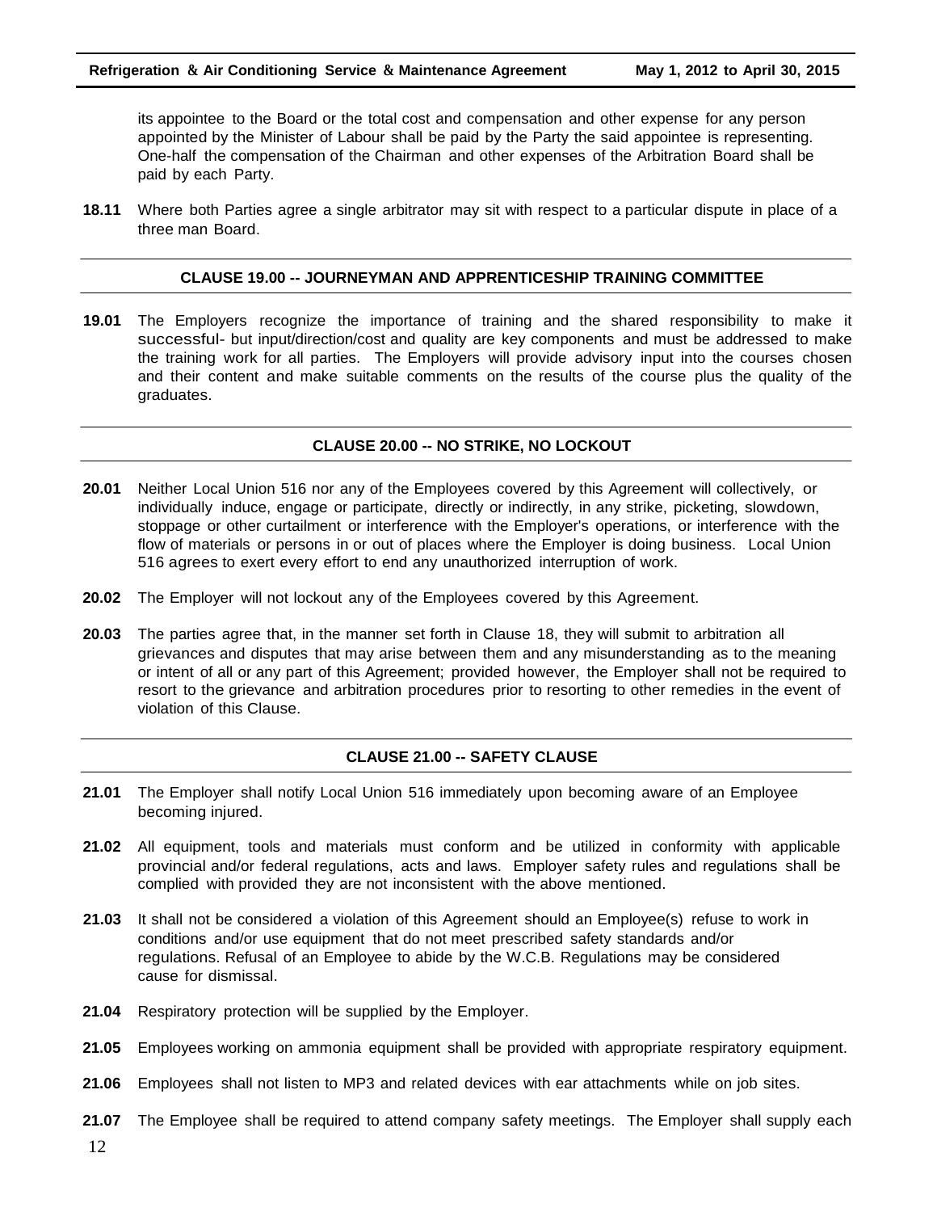its appointee to the Board or the total cost and compensation and other expense for any person appointed by the Minister of Labour shall be paid by the Party the said appointee is representing. One-half the compensation of the Chairman and other expenses of the Arbitration Board shall be paid by each Party.

**18.11** Where both Parties agree a single arbitrator may sit with respect to a particular dispute in place of a three man Board.

## CLAUSE 19.00 -- JOURNEYMAN AND APPRENTICESHIP TRAINING COMMITTEE

**19.01** The Employers recognize the importance of training and the shared responsibility to make it successful- but input/direction/cost and quality are key components and must be addressed to make the training work for all parties. The Employers will provide advisory input into the courses chosen and their content and make suitable comments on the results of the course plus the quality of the graduates.

## CLAUSE 20.00 -- NO STRIKE, NO LOCKOUT

**20.01** Neither Local Union 516 nor any of the Employees covered by this Agreement will collectively, or individually induce, engage or participate, directly or indirectly, in any strike, picketing, slowdown, stoppage or other curtailment or interference with the Employer's operations, or interference with the flow of materials or persons in or out of places where the Employer is doing business. Local Union 516 agrees to exert every effort to end any unauthorized interruption of work.

**20.02** The Employer will not lockout any of the Employees covered by this Agreement.

**20.03** The parties agree that, in the manner set forth in Clause 18, they will submit to arbitration all grievances and disputes that may arise between them and any misunderstanding as to the meaning or intent of all or any part of this Agreement; provided however, the Employer shall not be required to resort to the grievance and arbitration procedures prior to resorting to other remedies in the event of violation of this Clause.

## CLAUSE 21.00 -- SAFETY CLAUSE

**21.01** The Employer shall notify Local Union 516 immediately upon becoming aware of an Employee becoming injured.

**21.02** All equipment, tools and materials must conform and be utilized in conformity with applicable provincial and/or federal regulations, acts and laws. Employer safety rules and regulations shall be complied with provided they are not inconsistent with the above mentioned.

**21.03** It shall not be considered a violation of this Agreement should an Employee(s) refuse to work in conditions and/or use equipment that do not meet prescribed safety standards and/or regulations. Refusal of an Employee to abide by the W.C.B. Regulations may be considered cause for dismissal.

**21.04** Respiratory protection will be supplied by the Employer.

**21.05** Employees working on ammonia equipment shall be provided with appropriate respiratory equipment.

**21.06** Employees shall not listen to MP3 and related devices with ear attachments while on job sites.

**21.07** The Employee shall be required to attend company safety meetings. The Employer shall supply each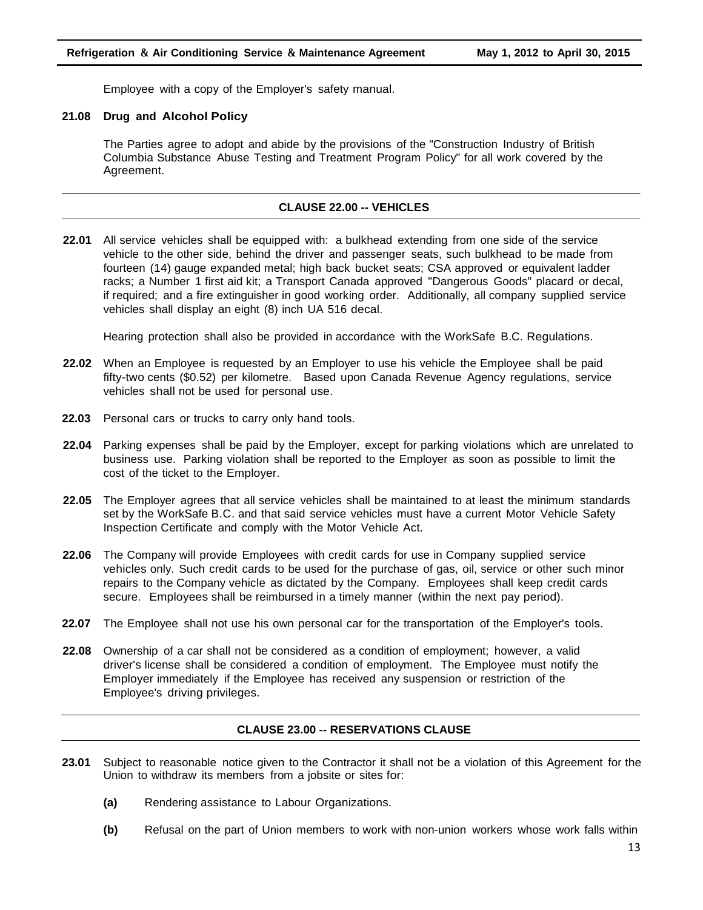Employee with a copy of the Employer's safety manual.

**21.08 Drug and Alcohol Policy**

The Parties agree to adopt and abide by the provisions of the "Construction Industry of British Columbia Substance Abuse Testing and Treatment Program Policy" for all work covered by the Agreement.

## CLAUSE 22.00 -- VEHICLES

**22.01** All service vehicles shall be equipped with: a bulkhead extending from one side of the service vehicle to the other side, behind the driver and passenger seats, such bulkhead to be made from fourteen (14) gauge expanded metal; high back bucket seats; CSA approved or equivalent ladder racks; a Number 1 first aid kit; a Transport Canada approved "Dangerous Goods" placard or decal, if required; and a fire extinguisher in good working order. Additionally, all company supplied service vehicles shall display an eight (8) inch UA 516 decal.

Hearing protection shall also be provided in accordance with the WorkSafe B.C. Regulations.

**22.02** When an Employee is requested by an Employer to use his vehicle the Employee shall be paid fifty-two cents ($0.52) per kilometre. Based upon Canada Revenue Agency regulations, service vehicles shall not be used for personal use.

**22.03** Personal cars or trucks to carry only hand tools.

**22.04** Parking expenses shall be paid by the Employer, except for parking violations which are unrelated to business use. Parking violation shall be reported to the Employer as soon as possible to limit the cost of the ticket to the Employer.

**22.05** The Employer agrees that all service vehicles shall be maintained to at least the minimum standards set by the WorkSafe B.C. and that said service vehicles must have a current Motor Vehicle Safety Inspection Certificate and comply with the Motor Vehicle Act.

**22.06** The Company will provide Employees with credit cards for use in Company supplied service vehicles only. Such credit cards to be used for the purchase of gas, oil, service or other such minor repairs to the Company vehicle as dictated by the Company. Employees shall keep credit cards secure. Employees shall be reimbursed in a timely manner (within the next pay period).

**22.07** The Employee shall not use his own personal car for the transportation of the Employer's tools.

**22.08** Ownership of a car shall not be considered as a condition of employment; however, a valid driver's license shall be considered a condition of employment. The Employee must notify the Employer immediately if the Employee has received any suspension or restriction of the Employee's driving privileges.

## CLAUSE 23.00 -- RESERVATIONS CLAUSE

**23.01** Subject to reasonable notice given to the Contractor it shall not be a violation of this Agreement for the Union to withdraw its members from a jobsite or sites for:

**(a)** Rendering assistance to Labour Organizations.

**(b)** Refusal on the part of Union members to work with non-union workers whose work falls within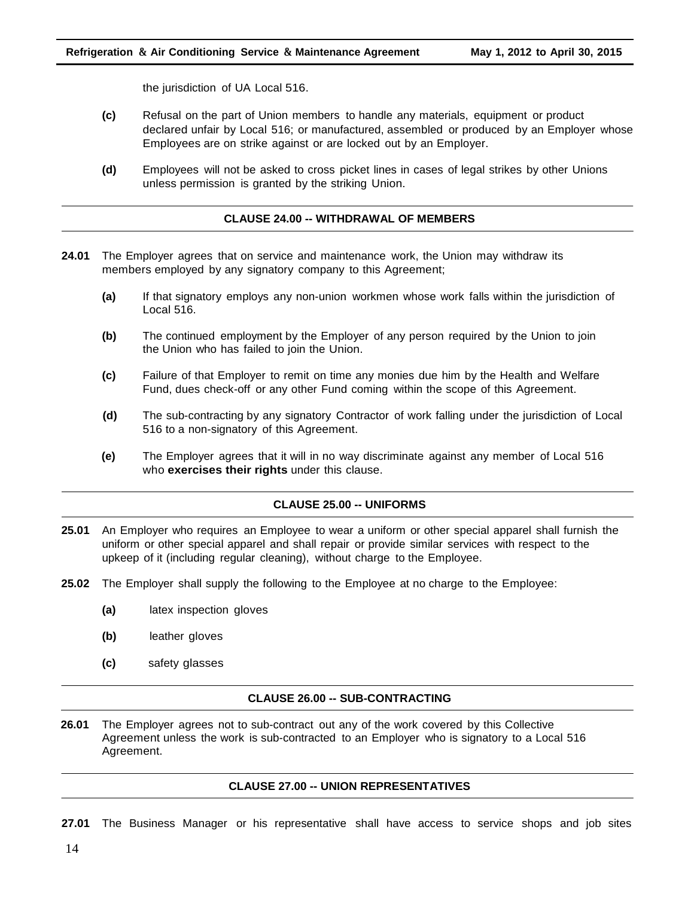the jurisdiction of UA Local 516.

**(c)** Refusal on the part of Union members to handle any materials, equipment or product declared unfair by Local 516; or manufactured, assembled or produced by an Employer whose Employees are on strike against or are locked out by an Employer.

**(d)** Employees will not be asked to cross picket lines in cases of legal strikes by other Unions unless permission is granted by the striking Union.

## CLAUSE 24.00 -- WITHDRAWAL OF MEMBERS

**24.01** The Employer agrees that on service and maintenance work, the Union may withdraw its members employed by any signatory company to this Agreement;

**(a)** If that signatory employs any non-union workmen whose work falls within the jurisdiction of Local 516.

**(b)** The continued employment by the Employer of any person required by the Union to join the Union who has failed to join the Union.

**(c)** Failure of that Employer to remit on time any monies due him by the Health and Welfare Fund, dues check-off or any other Fund coming within the scope of this Agreement.

**(d)** The sub-contracting by any signatory Contractor of work falling under the jurisdiction of Local 516 to a non-signatory of this Agreement.

**(e)** The Employer agrees that it will in no way discriminate against any member of Local 516 who **exercises their rights** under this clause.

## CLAUSE 25.00 -- UNIFORMS

**25.01** An Employer who requires an Employee to wear a uniform or other special apparel shall furnish the uniform or other special apparel and shall repair or provide similar services with respect to the upkeep of it (including regular cleaning), without charge to the Employee.

**25.02** The Employer shall supply the following to the Employee at no charge to the Employee:

**(a)** latex inspection gloves

**(b)** leather gloves

**(c)** safety glasses

## CLAUSE 26.00 -- SUB-CONTRACTING

**26.01** The Employer agrees not to sub-contract out any of the work covered by this Collective Agreement unless the work is sub-contracted to an Employer who is signatory to a Local 516 Agreement.

## CLAUSE 27.00 -- UNION REPRESENTATIVES

**27.01** The Business Manager or his representative shall have access to service shops and job sites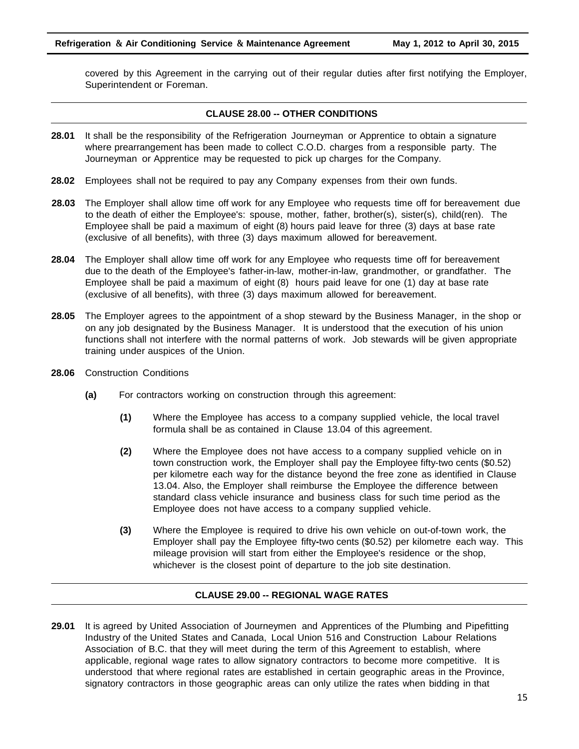covered by this Agreement in the carrying out of their regular duties after first notifying the Employer, Superintendent or Foreman.

## CLAUSE 28.00 -- OTHER CONDITIONS

**28.01** It shall be the responsibility of the Refrigeration Journeyman or Apprentice to obtain a signature where prearrangement has been made to collect C.O.D. charges from a responsible party. The Journeyman or Apprentice may be requested to pick up charges for the Company.

**28.02** Employees shall not be required to pay any Company expenses from their own funds.

**28.03** The Employer shall allow time off work for any Employee who requests time off for bereavement due to the death of either the Employee's: spouse, mother, father, brother(s), sister(s), child(ren). The Employee shall be paid a maximum of eight (8) hours paid leave for three (3) days at base rate (exclusive of all benefits), with three (3) days maximum allowed for bereavement.

**28.04** The Employer shall allow time off work for any Employee who requests time off for bereavement due to the death of the Employee's father-in-law, mother-in-law, grandmother, or grandfather. The Employee shall be paid a maximum of eight (8) hours paid leave for one (1) day at base rate (exclusive of all benefits), with three (3) days maximum allowed for bereavement.

**28.05** The Employer agrees to the appointment of a shop steward by the Business Manager, in the shop or on any job designated by the Business Manager. It is understood that the execution of his union functions shall not interfere with the normal patterns of work. Job stewards will be given appropriate training under auspices of the Union.

**28.06** Construction Conditions

- **(a)** For contractors working on construction through this agreement:
  - **(1)** Where the Employee has access to a company supplied vehicle, the local travel formula shall be as contained in Clause 13.04 of this agreement.
  - **(2)** Where the Employee does not have access to a company supplied vehicle on in town construction work, the Employer shall pay the Employee fifty-two cents ($0.52) per kilometre each way for the distance beyond the free zone as identified in Clause 13.04. Also, the Employer shall reimburse the Employee the difference between standard class vehicle insurance and business class for such time period as the Employee does not have access to a company supplied vehicle.
  - **(3)** Where the Employee is required to drive his own vehicle on out-of-town work, the Employer shall pay the Employee fifty-two cents ($0.52) per kilometre each way. This mileage provision will start from either the Employee's residence or the shop, whichever is the closest point of departure to the job site destination.

## CLAUSE 29.00 -- REGIONAL WAGE RATES

**29.01** It is agreed by United Association of Journeymen and Apprentices of the Plumbing and Pipefitting Industry of the United States and Canada, Local Union 516 and Construction Labour Relations Association of B.C. that they will meet during the term of this Agreement to establish, where applicable, regional wage rates to allow signatory contractors to become more competitive. It is understood that where regional rates are established in certain geographic areas in the Province, signatory contractors in those geographic areas can only utilize the rates when bidding in that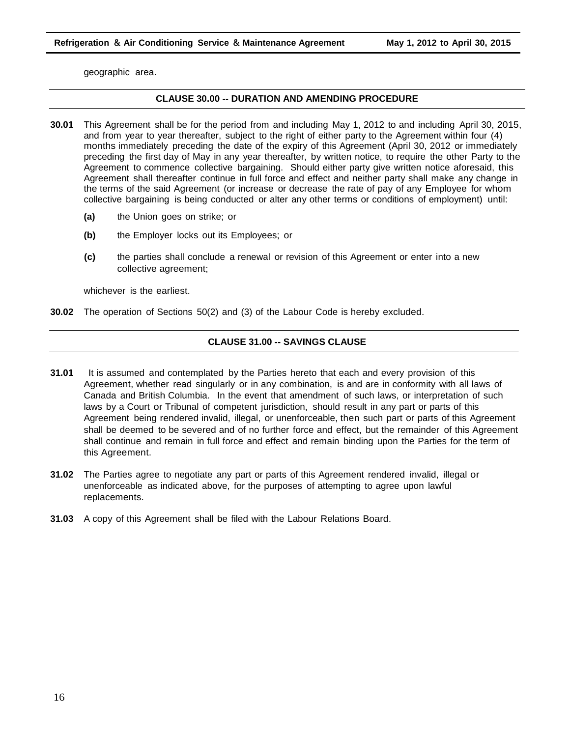geographic area.

## CLAUSE 30.00 -- DURATION AND AMENDING PROCEDURE

**30.01** This Agreement shall be for the period from and including May 1, 2012 to and including April 30, 2015, and from year to year thereafter, subject to the right of either party to the Agreement within four (4) months immediately preceding the date of the expiry of this Agreement (April 30, 2012 or immediately preceding the first day of May in any year thereafter, by written notice, to require the other Party to the Agreement to commence collective bargaining. Should either party give written notice aforesaid, this Agreement shall thereafter continue in full force and effect and neither party shall make any change in the terms of the said Agreement (or increase or decrease the rate of pay of any Employee for whom collective bargaining is being conducted or alter any other terms or conditions of employment) until:

- **(a)** the Union goes on strike; or
- **(b)** the Employer locks out its Employees; or
- **(c)** the parties shall conclude a renewal or revision of this Agreement or enter into a new collective agreement;

whichever is the earliest.

**30.02** The operation of Sections 50(2) and (3) of the Labour Code is hereby excluded.

## CLAUSE 31.00 -- SAVINGS CLAUSE

**31.01** It is assumed and contemplated by the Parties hereto that each and every provision of this Agreement, whether read singularly or in any combination, is and are in conformity with all laws of Canada and British Columbia. In the event that amendment of such laws, or interpretation of such laws by a Court or Tribunal of competent jurisdiction, should result in any part or parts of this Agreement being rendered invalid, illegal, or unenforceable, then such part or parts of this Agreement shall be deemed to be severed and of no further force and effect, but the remainder of this Agreement shall continue and remain in full force and effect and remain binding upon the Parties for the term of this Agreement.

**31.02** The Parties agree to negotiate any part or parts of this Agreement rendered invalid, illegal or unenforceable as indicated above, for the purposes of attempting to agree upon lawful replacements.

**31.03** A copy of this Agreement shall be filed with the Labour Relations Board.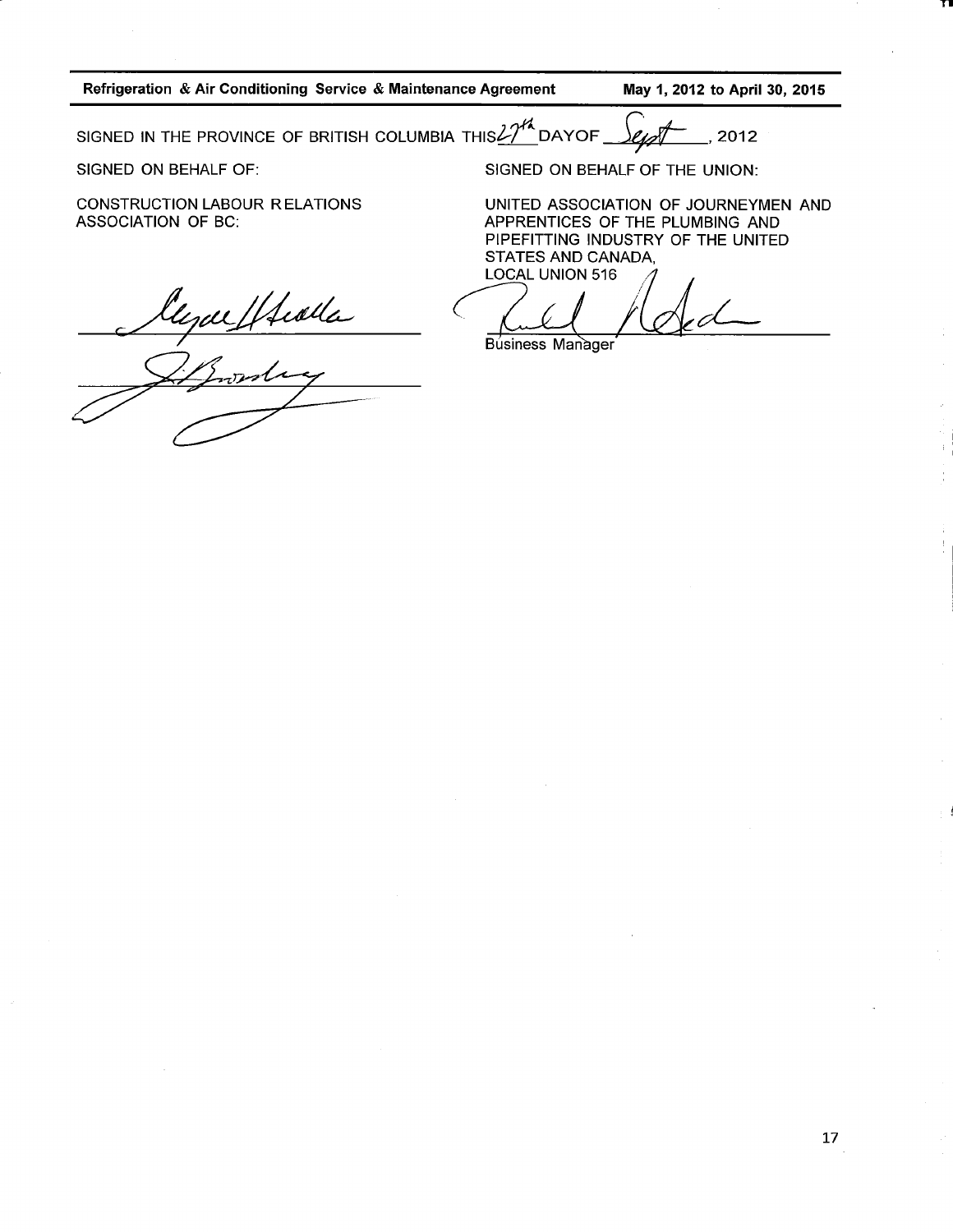SIGNED IN THE PROVINCE OF BRITISH COLUMBIA THIS 27th DAY OF Sept, 2012

| SIGNED ON BEHALF OF: | SIGNED ON BEHALF OF THE UNION: |
| --- | --- |
| CONSTRUCTION LABOUR RELATIONS ASSOCIATION OF BC: | UNITED ASSOCIATION OF JOURNEYMEN AND APPRENTICES OF THE PLUMBING AND PIPEFITTING INDUSTRY OF THE UNITED STATES AND CANADA, LOCAL UNION 516 |
| ______________________ | ______________________ Business Manager |
| ______________________ | |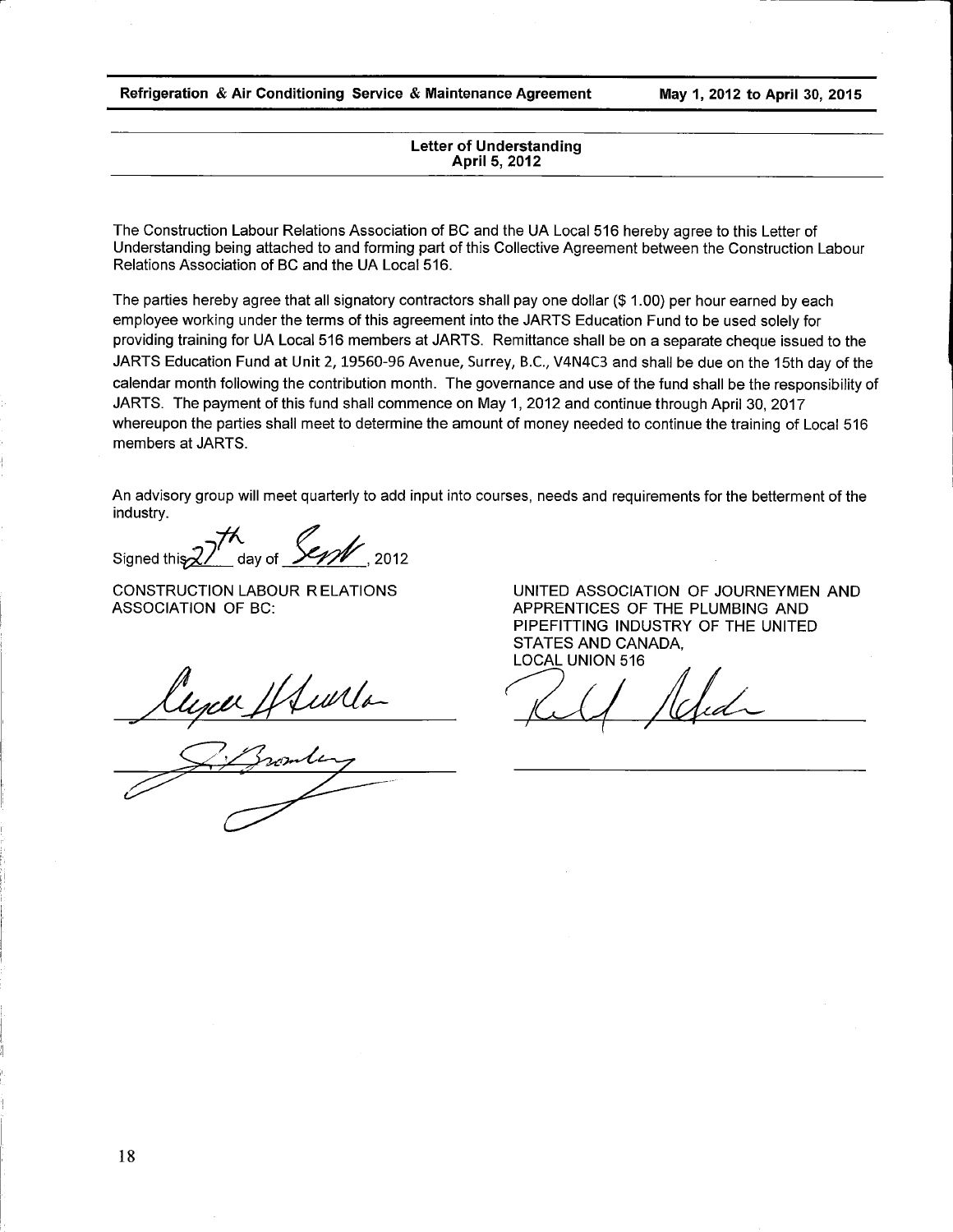## Letter of Understanding
### April 5, 2012

The Construction Labour Relations Association of BC and the UA Local 516 hereby agree to this Letter of Understanding being attached to and forming part of this Collective Agreement between the Construction Labour Relations Association of BC and the UA Local 516.

The parties hereby agree that all signatory contractors shall pay one dollar ($ 1.00) per hour earned by each employee working under the terms of this agreement into the JARTS Education Fund to be used solely for providing training for UA Local 516 members at JARTS. Remittance shall be on a separate cheque issued to the JARTS Education Fund at Unit 2, 19560-96 Avenue, Surrey, B.C., V4N4C3 and shall be due on the 15th day of the calendar month following the contribution month. The governance and use of the fund shall be the responsibility of JARTS. The payment of this fund shall commence on May 1, 2012 and continue through April 30, 2017 whereupon the parties shall meet to determine the amount of money needed to continue the training of Local 516 members at JARTS.

An advisory group will meet quarterly to add input into courses, needs and requirements for the betterment of the industry.

Signed this 27th day of Sept, 2012

CONSTRUCTION LABOUR RELATIONS ASSOCIATION OF BC:

UNITED ASSOCIATION OF JOURNEYMEN AND APPRENTICES OF THE PLUMBING AND PIPEFITTING INDUSTRY OF THE UNITED STATES AND CANADA, LOCAL UNION 516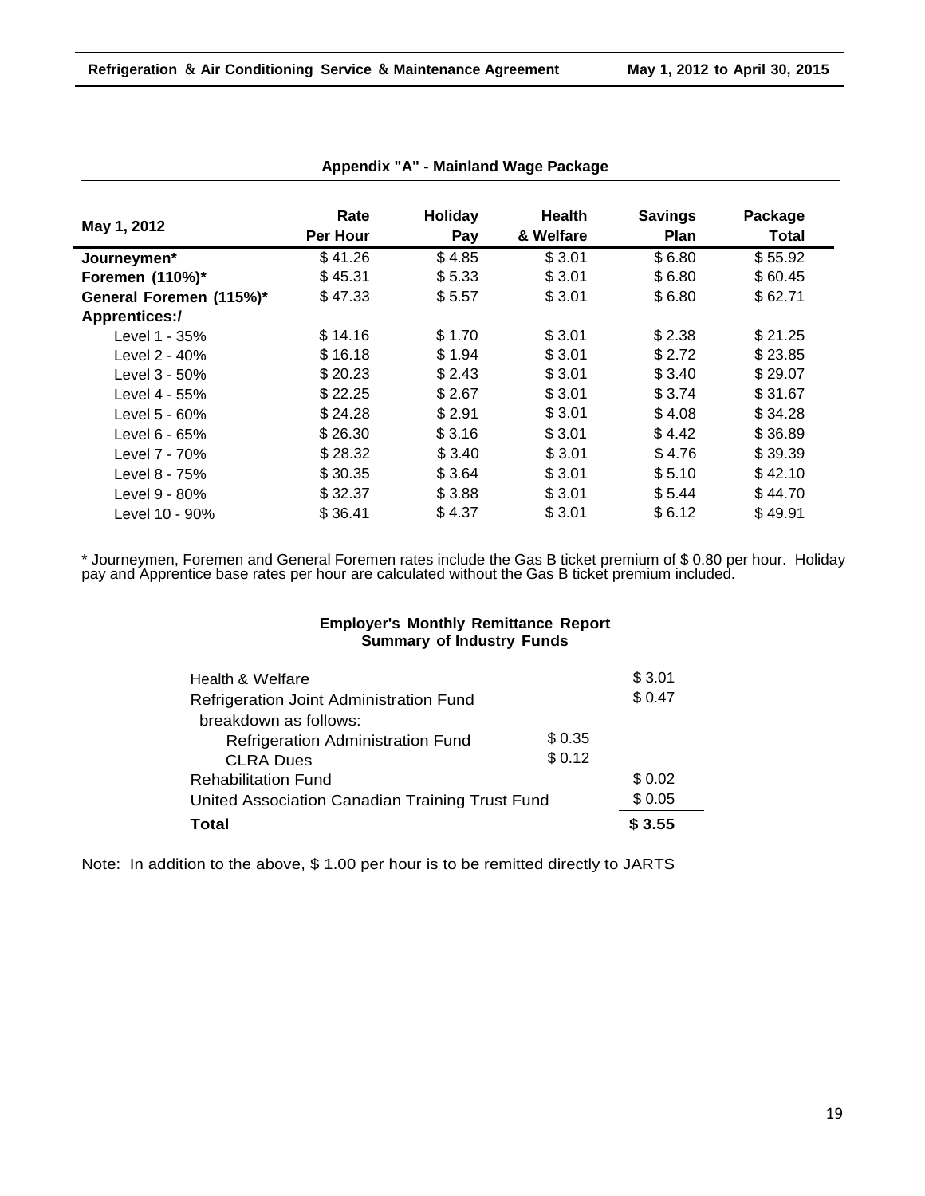## Appendix "A" - Mainland Wage Package

| May 1, 2012 | Rate Per Hour | Holiday Pay | Health & Welfare | Savings Plan | Package Total |
|---|---|---|---|---|---|
| **Journeymen*** | $ 41.26 | $ 4.85 | $ 3.01 | $ 6.80 | $ 55.92 |
| **Foremen (110%)*** | $ 45.31 | $ 5.33 | $ 3.01 | $ 6.80 | $ 60.45 |
| **General Foremen (115%)*** | $ 47.33 | $ 5.57 | $ 3.01 | $ 6.80 | $ 62.71 |
| **Apprentices:/** | | | | | |
| Level 1 - 35% | $ 14.16 | $ 1.70 | $ 3.01 | $ 2.38 | $ 21.25 |
| Level 2 - 40% | $ 16.18 | $ 1.94 | $ 3.01 | $ 2.72 | $ 23.85 |
| Level 3 - 50% | $ 20.23 | $ 2.43 | $ 3.01 | $ 3.40 | $ 29.07 |
| Level 4 - 55% | $ 22.25 | $ 2.67 | $ 3.01 | $ 3.74 | $ 31.67 |
| Level 5 - 60% | $ 24.28 | $ 2.91 | $ 3.01 | $ 4.08 | $ 34.28 |
| Level 6 - 65% | $ 26.30 | $ 3.16 | $ 3.01 | $ 4.42 | $ 36.89 |
| Level 7 - 70% | $ 28.32 | $ 3.40 | $ 3.01 | $ 4.76 | $ 39.39 |
| Level 8 - 75% | $ 30.35 | $ 3.64 | $ 3.01 | $ 5.10 | $ 42.10 |
| Level 9 - 80% | $ 32.37 | $ 3.88 | $ 3.01 | $ 5.44 | $ 44.70 |
| Level 10 - 90% | $ 36.41 | $ 4.37 | $ 3.01 | $ 6.12 | $ 49.91 |

* Journeymen, Foremen and General Foremen rates include the Gas B ticket premium of $ 0.80 per hour. Holiday pay and Apprentice base rates per hour are calculated without the Gas B ticket premium included.

### Employer's Monthly Remittance Report
### Summary of Industry Funds

| | | |
|---|---|---|
| Health & Welfare | | $ 3.01 |
| Refrigeration Joint Administration Fund | | $ 0.47 |
| breakdown as follows: | | |
| Refrigeration Administration Fund | $ 0.35 | |
| CLRA Dues | $ 0.12 | |
| Rehabilitation Fund | | $ 0.02 |
| United Association Canadian Training Trust Fund | | $ 0.05 |
| **Total** | | **$ 3.55** |

Note: In addition to the above, $ 1.00 per hour is to be remitted directly to JARTS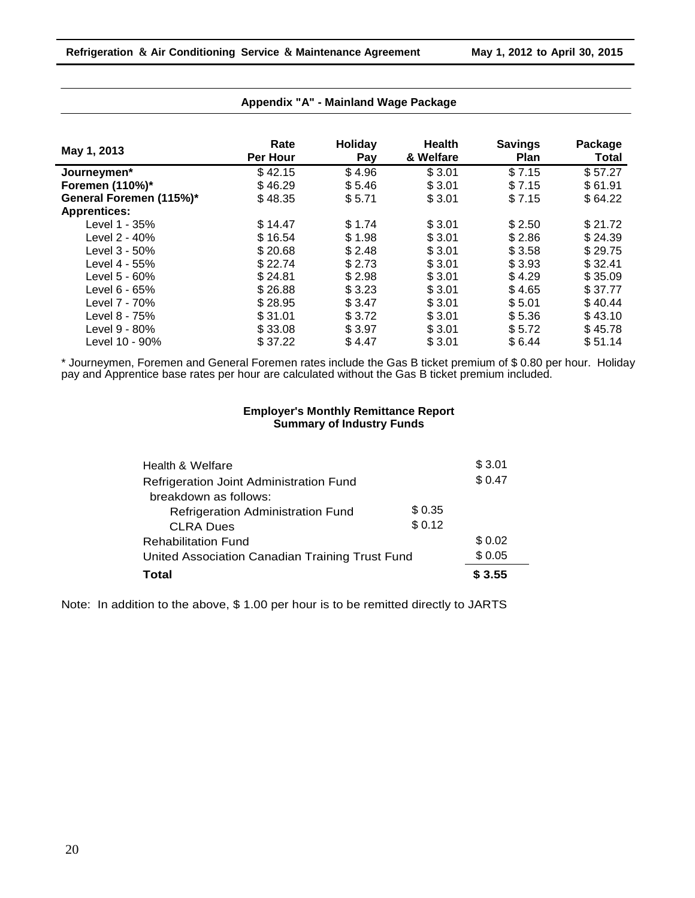## Appendix "A" - Mainland Wage Package

| May 1, 2013 | Rate Per Hour | Holiday Pay | Health & Welfare | Savings Plan | Package Total |
|---|---|---|---|---|---|
| **Journeymen*** | $ 42.15 | $ 4.96 | $ 3.01 | $ 7.15 | $ 57.27 |
| **Foremen (110%)*** | $ 46.29 | $ 5.46 | $ 3.01 | $ 7.15 | $ 61.91 |
| **General Foremen (115%)*** | $ 48.35 | $ 5.71 | $ 3.01 | $ 7.15 | $ 64.22 |
| **Apprentices:** | | | | | |
| Level 1 - 35% | $ 14.47 | $ 1.74 | $ 3.01 | $ 2.50 | $ 21.72 |
| Level 2 - 40% | $ 16.54 | $ 1.98 | $ 3.01 | $ 2.86 | $ 24.39 |
| Level 3 - 50% | $ 20.68 | $ 2.48 | $ 3.01 | $ 3.58 | $ 29.75 |
| Level 4 - 55% | $ 22.74 | $ 2.73 | $ 3.01 | $ 3.93 | $ 32.41 |
| Level 5 - 60% | $ 24.81 | $ 2.98 | $ 3.01 | $ 4.29 | $ 35.09 |
| Level 6 - 65% | $ 26.88 | $ 3.23 | $ 3.01 | $ 4.65 | $ 37.77 |
| Level 7 - 70% | $ 28.95 | $ 3.47 | $ 3.01 | $ 5.01 | $ 40.44 |
| Level 8 - 75% | $ 31.01 | $ 3.72 | $ 3.01 | $ 5.36 | $ 43.10 |
| Level 9 - 80% | $ 33.08 | $ 3.97 | $ 3.01 | $ 5.72 | $ 45.78 |
| Level 10 - 90% | $ 37.22 | $ 4.47 | $ 3.01 | $ 6.44 | $ 51.14 |

* Journeymen, Foremen and General Foremen rates include the Gas B ticket premium of $ 0.80 per hour. Holiday pay and Apprentice base rates per hour are calculated without the Gas B ticket premium included.

### Employer's Monthly Remittance Report
### Summary of Industry Funds

| | | |
|---|---|---|
| Health & Welfare | | $ 3.01 |
| Refrigeration Joint Administration Fund breakdown as follows: | | $ 0.47 |
| Refrigeration Administration Fund | $ 0.35 | |
| CLRA Dues | $ 0.12 | |
| Rehabilitation Fund | | $ 0.02 |
| United Association Canadian Training Trust Fund | | $ 0.05 |
| **Total** | | **$ 3.55** |

Note: In addition to the above, $ 1.00 per hour is to be remitted directly to JARTS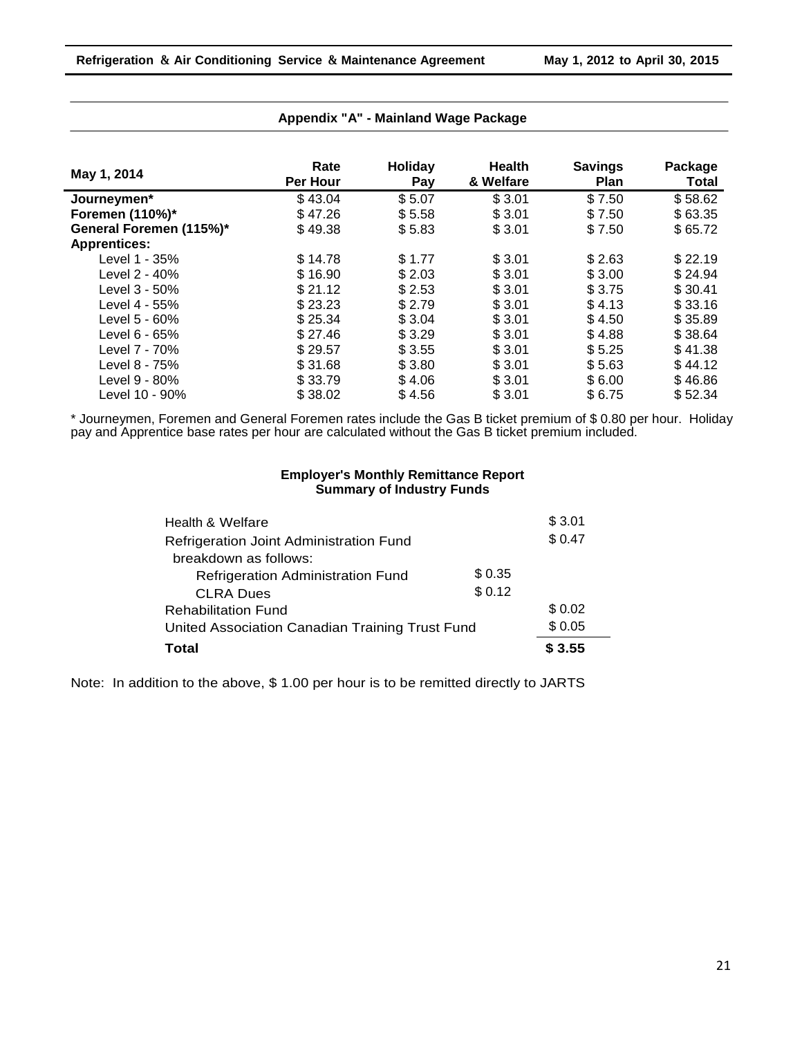## Appendix "A" - Mainland Wage Package

| May 1, 2014 | Rate Per Hour | Holiday Pay | Health & Welfare | Savings Plan | Package Total |
|---|---|---|---|---|---|
| **Journeymen*** | $ 43.04 | $ 5.07 | $ 3.01 | $ 7.50 | $ 58.62 |
| **Foremen (110%)*** | $ 47.26 | $ 5.58 | $ 3.01 | $ 7.50 | $ 63.35 |
| **General Foremen (115%)*** | $ 49.38 | $ 5.83 | $ 3.01 | $ 7.50 | $ 65.72 |
| **Apprentices:** | | | | | |
| Level 1 - 35% | $ 14.78 | $ 1.77 | $ 3.01 | $ 2.63 | $ 22.19 |
| Level 2 - 40% | $ 16.90 | $ 2.03 | $ 3.01 | $ 3.00 | $ 24.94 |
| Level 3 - 50% | $ 21.12 | $ 2.53 | $ 3.01 | $ 3.75 | $ 30.41 |
| Level 4 - 55% | $ 23.23 | $ 2.79 | $ 3.01 | $ 4.13 | $ 33.16 |
| Level 5 - 60% | $ 25.34 | $ 3.04 | $ 3.01 | $ 4.50 | $ 35.89 |
| Level 6 - 65% | $ 27.46 | $ 3.29 | $ 3.01 | $ 4.88 | $ 38.64 |
| Level 7 - 70% | $ 29.57 | $ 3.55 | $ 3.01 | $ 5.25 | $ 41.38 |
| Level 8 - 75% | $ 31.68 | $ 3.80 | $ 3.01 | $ 5.63 | $ 44.12 |
| Level 9 - 80% | $ 33.79 | $ 4.06 | $ 3.01 | $ 6.00 | $ 46.86 |
| Level 10 - 90% | $ 38.02 | $ 4.56 | $ 3.01 | $ 6.75 | $ 52.34 |

* Journeymen, Foremen and General Foremen rates include the Gas B ticket premium of $ 0.80 per hour. Holiday pay and Apprentice base rates per hour are calculated without the Gas B ticket premium included.

### Employer's Monthly Remittance Report
### Summary of Industry Funds

| | | |
|---|---|---|
| Health & Welfare | | $ 3.01 |
| Refrigeration Joint Administration Fund breakdown as follows: | | $ 0.47 |
| Refrigeration Administration Fund | $ 0.35 | |
| CLRA Dues | $ 0.12 | |
| Rehabilitation Fund | | $ 0.02 |
| United Association Canadian Training Trust Fund | | $ 0.05 |
| **Total** | | **$ 3.55** |

Note: In addition to the above, $ 1.00 per hour is to be remitted directly to JARTS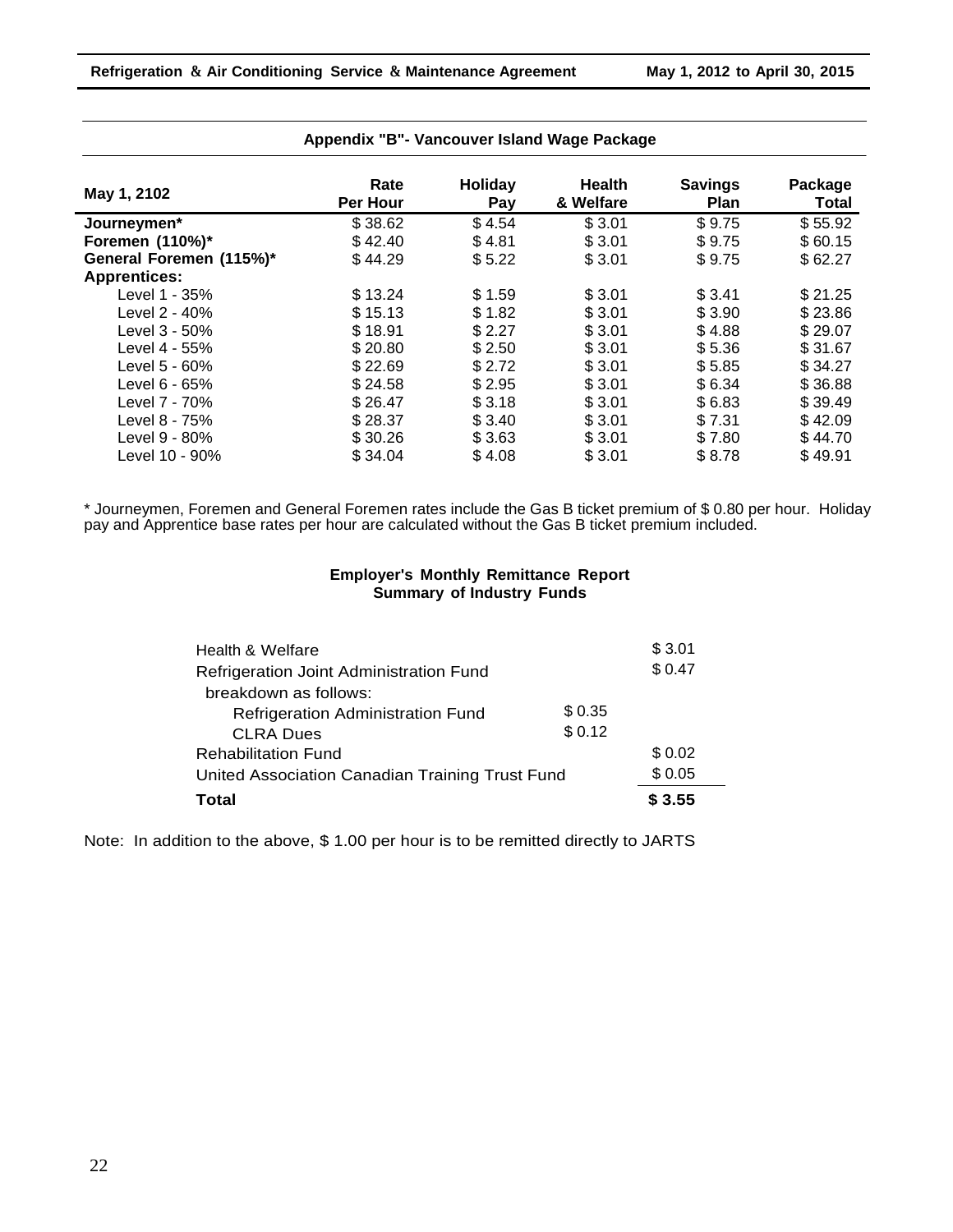## Appendix "B"- Vancouver Island Wage Package

| May 1, 2102 | Rate Per Hour | Holiday Pay | Health & Welfare | Savings Plan | Package Total |
|---|---|---|---|---|---|
| **Journeymen*** | $ 38.62 | $ 4.54 | $ 3.01 | $ 9.75 | $ 55.92 |
| **Foremen (110%)*** | $ 42.40 | $ 4.81 | $ 3.01 | $ 9.75 | $ 60.15 |
| **General Foremen (115%)*** | $ 44.29 | $ 5.22 | $ 3.01 | $ 9.75 | $ 62.27 |
| **Apprentices:** | | | | | |
| Level 1 - 35% | $ 13.24 | $ 1.59 | $ 3.01 | $ 3.41 | $ 21.25 |
| Level 2 - 40% | $ 15.13 | $ 1.82 | $ 3.01 | $ 3.90 | $ 23.86 |
| Level 3 - 50% | $ 18.91 | $ 2.27 | $ 3.01 | $ 4.88 | $ 29.07 |
| Level 4 - 55% | $ 20.80 | $ 2.50 | $ 3.01 | $ 5.36 | $ 31.67 |
| Level 5 - 60% | $ 22.69 | $ 2.72 | $ 3.01 | $ 5.85 | $ 34.27 |
| Level 6 - 65% | $ 24.58 | $ 2.95 | $ 3.01 | $ 6.34 | $ 36.88 |
| Level 7 - 70% | $ 26.47 | $ 3.18 | $ 3.01 | $ 6.83 | $ 39.49 |
| Level 8 - 75% | $ 28.37 | $ 3.40 | $ 3.01 | $ 7.31 | $ 42.09 |
| Level 9 - 80% | $ 30.26 | $ 3.63 | $ 3.01 | $ 7.80 | $ 44.70 |
| Level 10 - 90% | $ 34.04 | $ 4.08 | $ 3.01 | $ 8.78 | $ 49.91 |

* Journeymen, Foremen and General Foremen rates include the Gas B ticket premium of $ 0.80 per hour. Holiday pay and Apprentice base rates per hour are calculated without the Gas B ticket premium included.

### Employer's Monthly Remittance Report
### Summary of Industry Funds

| | | |
|---|---|---|
| Health & Welfare | | $ 3.01 |
| Refrigeration Joint Administration Fund | | $ 0.47 |
| breakdown as follows: | | |
| Refrigeration Administration Fund | $ 0.35 | |
| CLRA Dues | $ 0.12 | |
| Rehabilitation Fund | | $ 0.02 |
| United Association Canadian Training Trust Fund | | $ 0.05 |
| **Total** | | **$ 3.55** |

Note: In addition to the above, $ 1.00 per hour is to be remitted directly to JARTS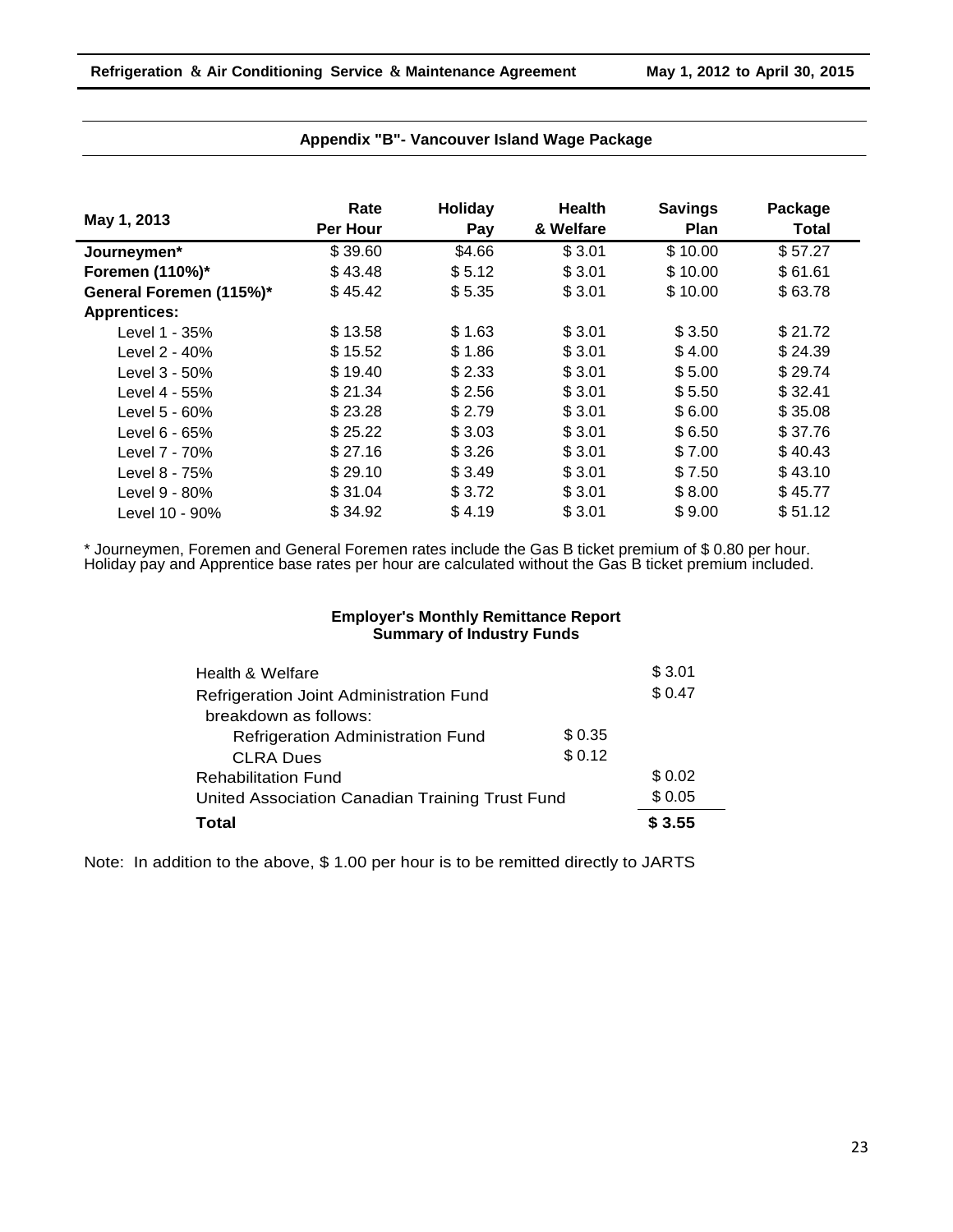## Appendix "B"- Vancouver Island Wage Package

| May 1, 2013 | Rate Per Hour | Holiday Pay | Health & Welfare | Savings Plan | Package Total |
|---|---|---|---|---|---|
| **Journeymen*** | $ 39.60 | $4.66 | $ 3.01 | $ 10.00 | $ 57.27 |
| **Foremen (110%)*** | $ 43.48 | $ 5.12 | $ 3.01 | $ 10.00 | $ 61.61 |
| **General Foremen (115%)*** | $ 45.42 | $ 5.35 | $ 3.01 | $ 10.00 | $ 63.78 |
| **Apprentices:** | | | | | |
| Level 1 - 35% | $ 13.58 | $ 1.63 | $ 3.01 | $ 3.50 | $ 21.72 |
| Level 2 - 40% | $ 15.52 | $ 1.86 | $ 3.01 | $ 4.00 | $ 24.39 |
| Level 3 - 50% | $ 19.40 | $ 2.33 | $ 3.01 | $ 5.00 | $ 29.74 |
| Level 4 - 55% | $ 21.34 | $ 2.56 | $ 3.01 | $ 5.50 | $ 32.41 |
| Level 5 - 60% | $ 23.28 | $ 2.79 | $ 3.01 | $ 6.00 | $ 35.08 |
| Level 6 - 65% | $ 25.22 | $ 3.03 | $ 3.01 | $ 6.50 | $ 37.76 |
| Level 7 - 70% | $ 27.16 | $ 3.26 | $ 3.01 | $ 7.00 | $ 40.43 |
| Level 8 - 75% | $ 29.10 | $ 3.49 | $ 3.01 | $ 7.50 | $ 43.10 |
| Level 9 - 80% | $ 31.04 | $ 3.72 | $ 3.01 | $ 8.00 | $ 45.77 |
| Level 10 - 90% | $ 34.92 | $ 4.19 | $ 3.01 | $ 9.00 | $ 51.12 |

* Journeymen, Foremen and General Foremen rates include the Gas B ticket premium of $ 0.80 per hour. Holiday pay and Apprentice base rates per hour are calculated without the Gas B ticket premium included.

### Employer's Monthly Remittance Report
### Summary of Industry Funds

| | | |
|---|---|---|
| Health & Welfare | | $ 3.01 |
| Refrigeration Joint Administration Fund breakdown as follows: | | $ 0.47 |
| Refrigeration Administration Fund | $ 0.35 | |
| CLRA Dues | $ 0.12 | |
| Rehabilitation Fund | | $ 0.02 |
| United Association Canadian Training Trust Fund | | $ 0.05 |
| **Total** | | **$ 3.55** |

Note: In addition to the above, $ 1.00 per hour is to be remitted directly to JARTS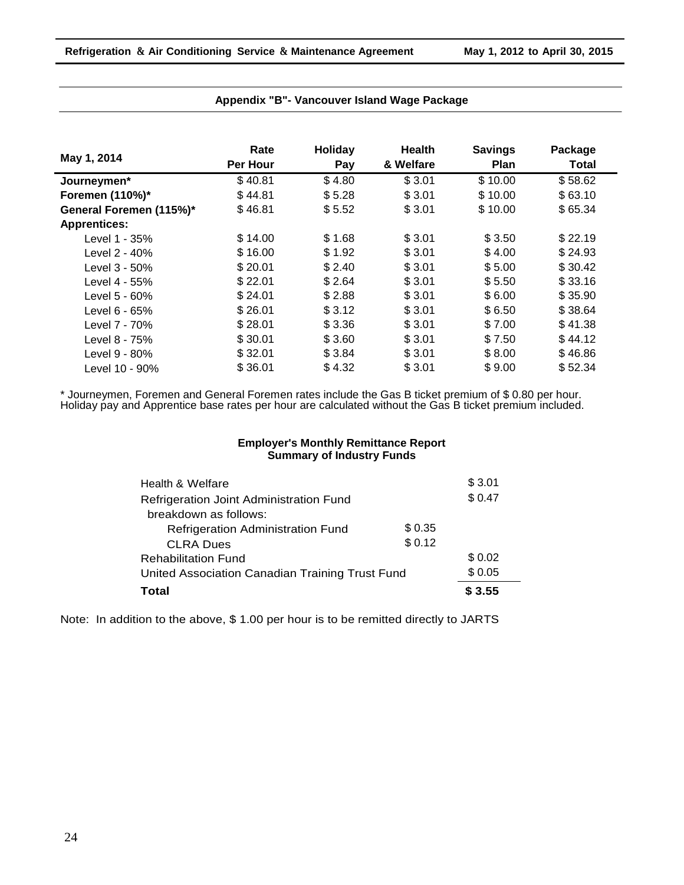## Appendix "B"- Vancouver Island Wage Package

| May 1, 2014 | Rate Per Hour | Holiday Pay | Health & Welfare | Savings Plan | Package Total |
|---|---|---|---|---|---|
| **Journeymen*** | $ 40.81 | $ 4.80 | $ 3.01 | $ 10.00 | $ 58.62 |
| **Foremen (110%)*** | $ 44.81 | $ 5.28 | $ 3.01 | $ 10.00 | $ 63.10 |
| **General Foremen (115%)*** | $ 46.81 | $ 5.52 | $ 3.01 | $ 10.00 | $ 65.34 |
| **Apprentices:** | | | | | |
| Level 1 - 35% | $ 14.00 | $ 1.68 | $ 3.01 | $ 3.50 | $ 22.19 |
| Level 2 - 40% | $ 16.00 | $ 1.92 | $ 3.01 | $ 4.00 | $ 24.93 |
| Level 3 - 50% | $ 20.01 | $ 2.40 | $ 3.01 | $ 5.00 | $ 30.42 |
| Level 4 - 55% | $ 22.01 | $ 2.64 | $ 3.01 | $ 5.50 | $ 33.16 |
| Level 5 - 60% | $ 24.01 | $ 2.88 | $ 3.01 | $ 6.00 | $ 35.90 |
| Level 6 - 65% | $ 26.01 | $ 3.12 | $ 3.01 | $ 6.50 | $ 38.64 |
| Level 7 - 70% | $ 28.01 | $ 3.36 | $ 3.01 | $ 7.00 | $ 41.38 |
| Level 8 - 75% | $ 30.01 | $ 3.60 | $ 3.01 | $ 7.50 | $ 44.12 |
| Level 9 - 80% | $ 32.01 | $ 3.84 | $ 3.01 | $ 8.00 | $ 46.86 |
| Level 10 - 90% | $ 36.01 | $ 4.32 | $ 3.01 | $ 9.00 | $ 52.34 |

* Journeymen, Foremen and General Foremen rates include the Gas B ticket premium of $ 0.80 per hour. Holiday pay and Apprentice base rates per hour are calculated without the Gas B ticket premium included.

### Employer's Monthly Remittance Report
### Summary of Industry Funds

| | | |
|---|---|---|
| Health & Welfare | | $ 3.01 |
| Refrigeration Joint Administration Fund breakdown as follows: | | $ 0.47 |
| Refrigeration Administration Fund | $ 0.35 | |
| CLRA Dues | $ 0.12 | |
| Rehabilitation Fund | | $ 0.02 |
| United Association Canadian Training Trust Fund | | $ 0.05 |
| **Total** | | **$ 3.55** |

Note: In addition to the above, $ 1.00 per hour is to be remitted directly to JARTS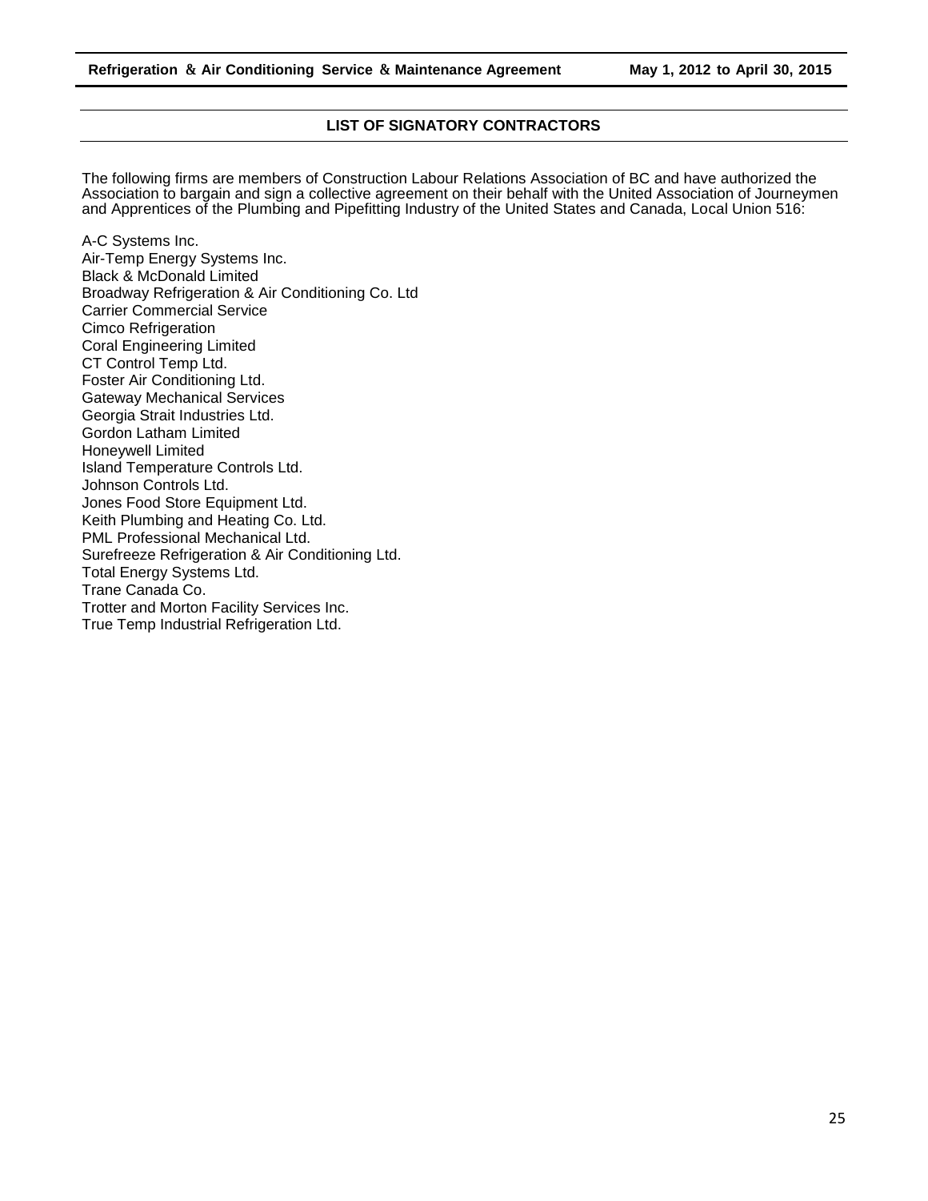## LIST OF SIGNATORY CONTRACTORS

The following firms are members of Construction Labour Relations Association of BC and have authorized the Association to bargain and sign a collective agreement on their behalf with the United Association of Journeymen and Apprentices of the Plumbing and Pipefitting Industry of the United States and Canada, Local Union 516:

A-C Systems Inc.
Air-Temp Energy Systems Inc.
Black & McDonald Limited
Broadway Refrigeration & Air Conditioning Co. Ltd
Carrier Commercial Service
Cimco Refrigeration
Coral Engineering Limited
CT Control Temp Ltd.
Foster Air Conditioning Ltd.
Gateway Mechanical Services
Georgia Strait Industries Ltd.
Gordon Latham Limited
Honeywell Limited
Island Temperature Controls Ltd.
Johnson Controls Ltd.
Jones Food Store Equipment Ltd.
Keith Plumbing and Heating Co. Ltd.
PML Professional Mechanical Ltd.
Surefreeze Refrigeration & Air Conditioning Ltd.
Total Energy Systems Ltd.
Trane Canada Co.
Trotter and Morton Facility Services Inc.
True Temp Industrial Refrigeration Ltd.